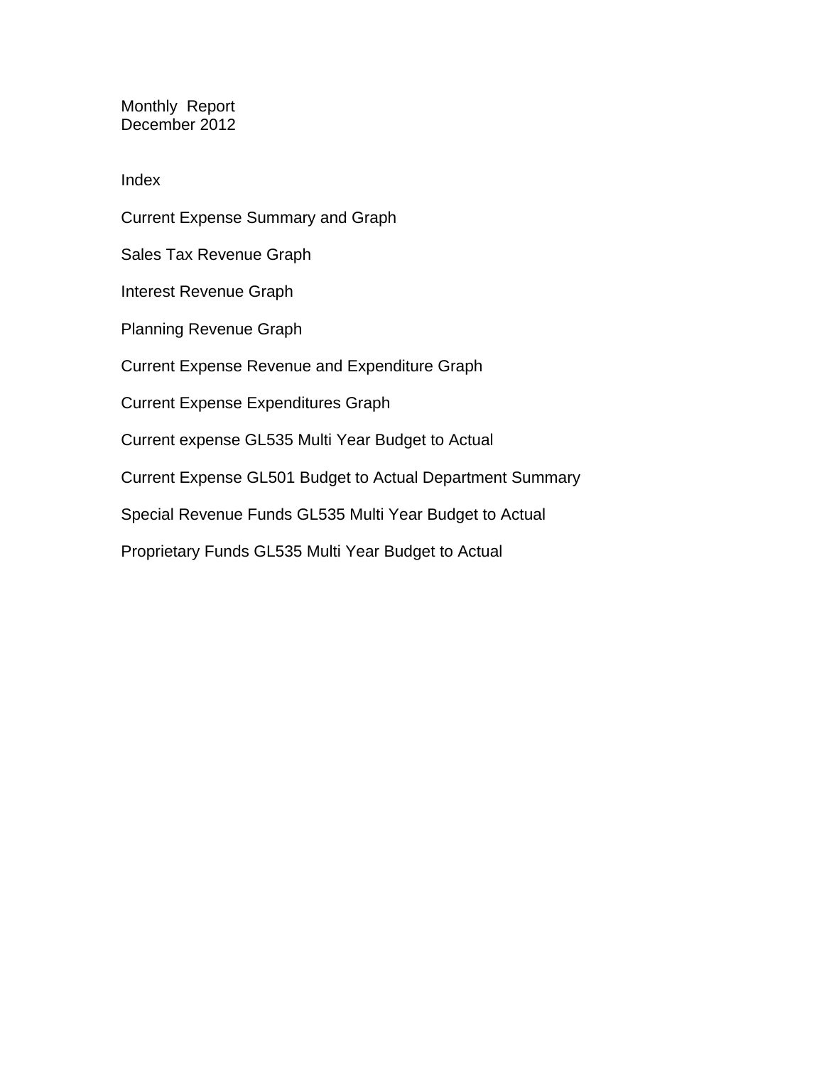Monthly Report
December 2012

Index

Current Expense Summary and Graph

Sales Tax Revenue Graph

Interest Revenue Graph

Planning Revenue Graph

Current Expense Revenue and Expenditure Graph

Current Expense Expenditures Graph

Current expense GL535 Multi Year Budget to Actual

Current Expense GL501 Budget to Actual Department Summary

Special Revenue Funds GL535 Multi Year Budget to Actual

Proprietary Funds GL535 Multi Year Budget to Actual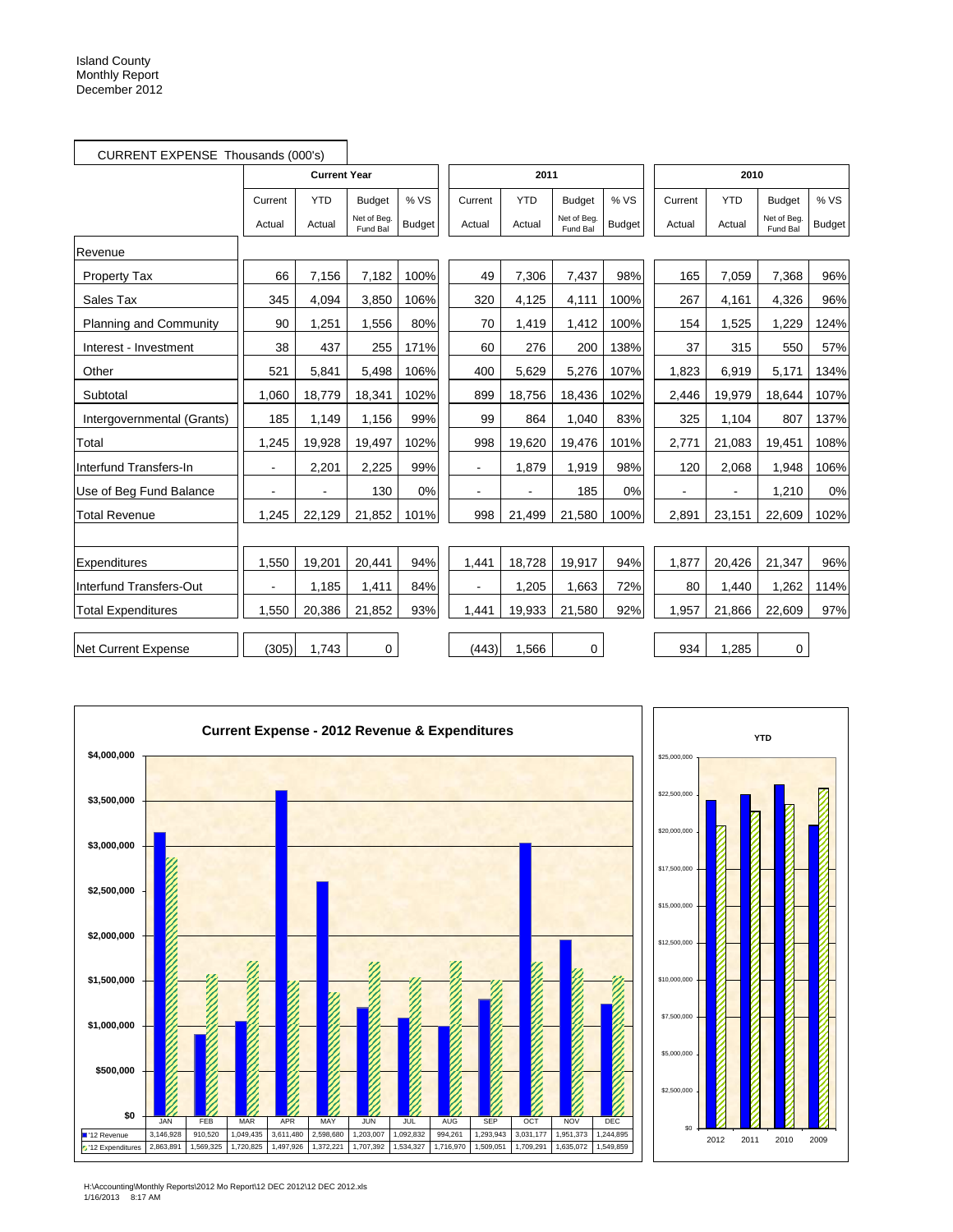Island County
Monthly Report
December 2012

## CURRENT EXPENSE Thousands (000's)

| | Current Year | | | | 2011 | | | | 2010 | | | |
|---|---|---|---|---|---|---|---|---|---|---|---|---|
| | Current Actual | YTD Actual | Budget Net of Beg. Fund Bal | % VS Budget | Current Actual | YTD Actual | Budget Net of Beg. Fund Bal | % VS Budget | Current Actual | YTD Actual | Budget Net of Beg. Fund Bal | % VS Budget |
| **Revenue** | | | | | | | | | | | | |
| Property Tax | 66 | 7,156 | 7,182 | 100% | 49 | 7,306 | 7,437 | 98% | 165 | 7,059 | 7,368 | 96% |
| Sales Tax | 345 | 4,094 | 3,850 | 106% | 320 | 4,125 | 4,111 | 100% | 267 | 4,161 | 4,326 | 96% |
| Planning and Community | 90 | 1,251 | 1,556 | 80% | 70 | 1,419 | 1,412 | 100% | 154 | 1,525 | 1,229 | 124% |
| Interest - Investment | 38 | 437 | 255 | 171% | 60 | 276 | 200 | 138% | 37 | 315 | 550 | 57% |
| Other | 521 | 5,841 | 5,498 | 106% | 400 | 5,629 | 5,276 | 107% | 1,823 | 6,919 | 5,171 | 134% |
| Subtotal | 1,060 | 18,779 | 18,341 | 102% | 899 | 18,756 | 18,436 | 102% | 2,446 | 19,979 | 18,644 | 107% |
| Intergovernmental (Grants) | 185 | 1,149 | 1,156 | 99% | 99 | 864 | 1,040 | 83% | 325 | 1,104 | 807 | 137% |
| Total | 1,245 | 19,928 | 19,497 | 102% | 998 | 19,620 | 19,476 | 101% | 2,771 | 21,083 | 19,451 | 108% |
| Interfund Transfers-In | - | 2,201 | 2,225 | 99% | - | 1,879 | 1,919 | 98% | 120 | 2,068 | 1,948 | 106% |
| Use of Beg Fund Balance | - | - | 130 | 0% | - | - | 185 | 0% | - | - | 1,210 | 0% |
| Total Revenue | 1,245 | 22,129 | 21,852 | 101% | 998 | 21,499 | 21,580 | 100% | 2,891 | 23,151 | 22,609 | 102% |
| | | | | | | | | | | | | |
| Expenditures | 1,550 | 19,201 | 20,441 | 94% | 1,441 | 18,728 | 19,917 | 94% | 1,877 | 20,426 | 21,347 | 96% |
| Interfund Transfers-Out | - | 1,185 | 1,411 | 84% | - | 1,205 | 1,663 | 72% | 80 | 1,440 | 1,262 | 114% |
| Total Expenditures | 1,550 | 20,386 | 21,852 | 93% | 1,441 | 19,933 | 21,580 | 92% | 1,957 | 21,866 | 22,609 | 97% |
| | | | | | | | | | | | | |
| Net Current Expense | (305) | 1,743 | 0 | | (443) | 1,566 | 0 | | 934 | 1,285 | 0 | |

## Current Expense - 2012 Revenue & Expenditures

| | JAN | FEB | MAR | APR | MAY | JUN | JUL | AUG | SEP | OCT | NOV | DEC |
|---|---|---|---|---|---|---|---|---|---|---|---|---|
| '12 Revenue | 3,146,928 | 910,520 | 1,049,435 | 3,611,480 | 2,598,680 | 1,203,007 | 1,092,832 | 994,261 | 1,293,943 | 3,031,177 | 1,951,373 | 1,244,895 |
| '12 Expenditures | 2,863,891 | 1,569,325 | 1,720,825 | 1,497,926 | 1,372,221 | 1,707,392 | 1,534,327 | 1,716,970 | 1,509,051 | 1,709,291 | 1,635,072 | 1,549,859 |

**YTD**

(Chart comparing YTD revenue and expenditures for 2012, 2011, 2010, 2009; scale $0 to $25,000,000)

H:\Accounting\Monthly Reports\2012 Mo Report\12 DEC 2012\12 DEC 2012.xls
1/16/2013 8:17 AM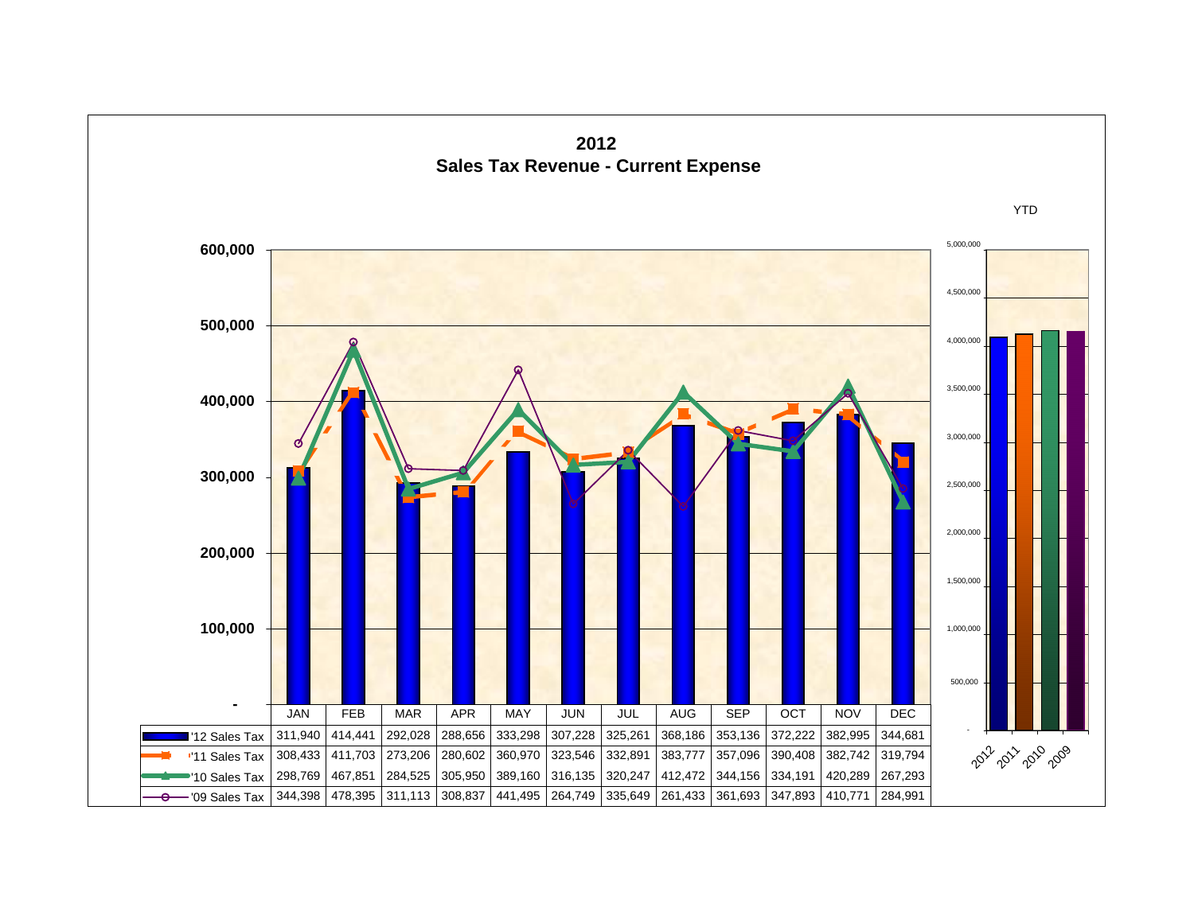# 2012
## Sales Tax Revenue - Current Expense

| | JAN | FEB | MAR | APR | MAY | JUN | JUL | AUG | SEP | OCT | NOV | DEC |
|---|---|---|---|---|---|---|---|---|---|---|---|---|
| '12 Sales Tax | 311,940 | 414,441 | 292,028 | 288,656 | 333,298 | 307,228 | 325,261 | 368,186 | 353,136 | 372,222 | 382,995 | 344,681 |
| '11 Sales Tax | 308,433 | 411,703 | 273,206 | 280,602 | 360,970 | 323,546 | 332,891 | 383,777 | 357,096 | 390,408 | 382,742 | 319,794 |
| '10 Sales Tax | 298,769 | 467,851 | 284,525 | 305,950 | 389,160 | 316,135 | 320,247 | 412,472 | 344,156 | 334,191 | 420,289 | 267,293 |
| '09 Sales Tax | 344,398 | 478,395 | 311,113 | 308,837 | 441,495 | 264,749 | 335,649 | 261,433 | 361,693 | 347,893 | 410,771 | 284,991 |

YTD: 2012, 2011, 2010, 2009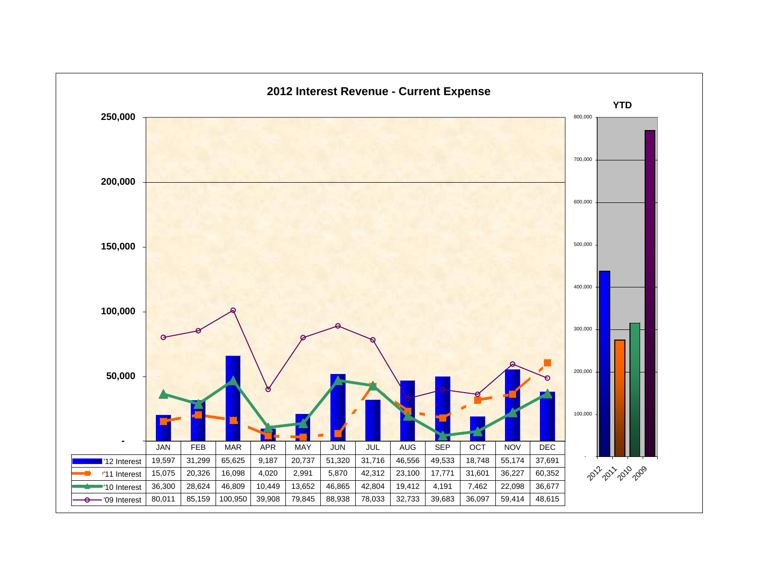# 2012 Interest Revenue - Current Expense

| | JAN | FEB | MAR | APR | MAY | JUN | JUL | AUG | SEP | OCT | NOV | DEC |
|---|---|---|---|---|---|---|---|---|---|---|---|---|
| '12 Interest | 19,597 | 31,299 | 65,625 | 9,187 | 20,737 | 51,320 | 31,716 | 46,556 | 49,533 | 18,748 | 55,174 | 37,691 |
| '11 Interest | 15,075 | 20,326 | 16,098 | 4,020 | 2,991 | 5,870 | 42,312 | 23,100 | 17,771 | 31,601 | 36,227 | 60,352 |
| '10 Interest | 36,300 | 28,624 | 46,809 | 10,449 | 13,652 | 46,865 | 42,804 | 19,412 | 4,191 | 7,462 | 22,098 | 36,677 |
| '09 Interest | 80,011 | 85,159 | 100,950 | 39,908 | 79,845 | 88,938 | 78,033 | 32,733 | 39,683 | 36,097 | 59,414 | 48,615 |

**YTD**

2012, 2011, 2010, 2009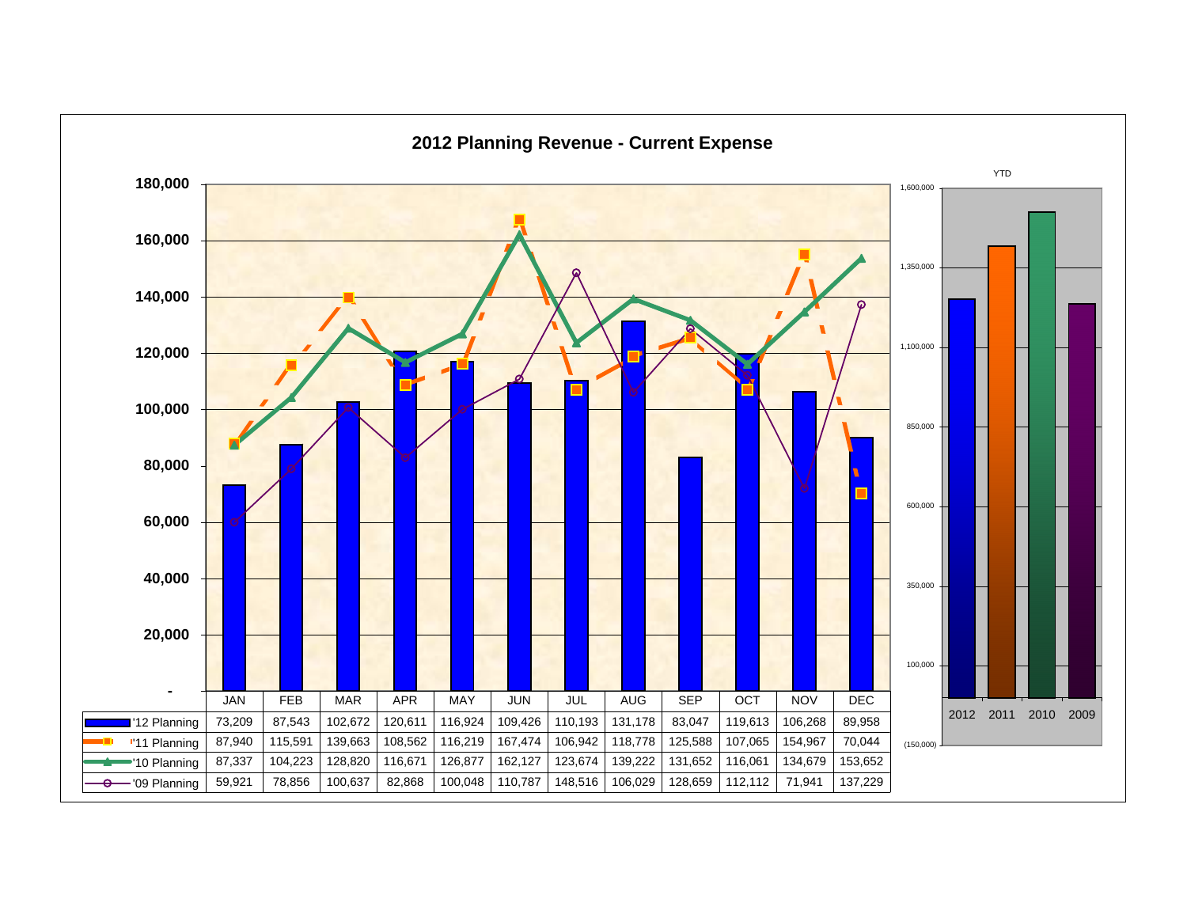# 2012 Planning Revenue - Current Expense

| | JAN | FEB | MAR | APR | MAY | JUN | JUL | AUG | SEP | OCT | NOV | DEC |
|---|---|---|---|---|---|---|---|---|---|---|---|---|
| '12 Planning | 73,209 | 87,543 | 102,672 | 120,611 | 116,924 | 109,426 | 110,193 | 131,178 | 83,047 | 119,613 | 106,268 | 89,958 |
| '11 Planning | 87,940 | 115,591 | 139,663 | 108,562 | 116,219 | 167,474 | 106,942 | 118,778 | 125,588 | 107,065 | 154,967 | 70,044 |
| '10 Planning | 87,337 | 104,223 | 128,820 | 116,671 | 126,877 | 162,127 | 123,674 | 139,222 | 131,652 | 116,061 | 134,679 | 153,652 |
| '09 Planning | 59,921 | 78,856 | 100,637 | 82,868 | 100,048 | 110,787 | 148,516 | 106,029 | 128,659 | 112,112 | 71,941 | 137,229 |

YTD

2012 2011 2010 2009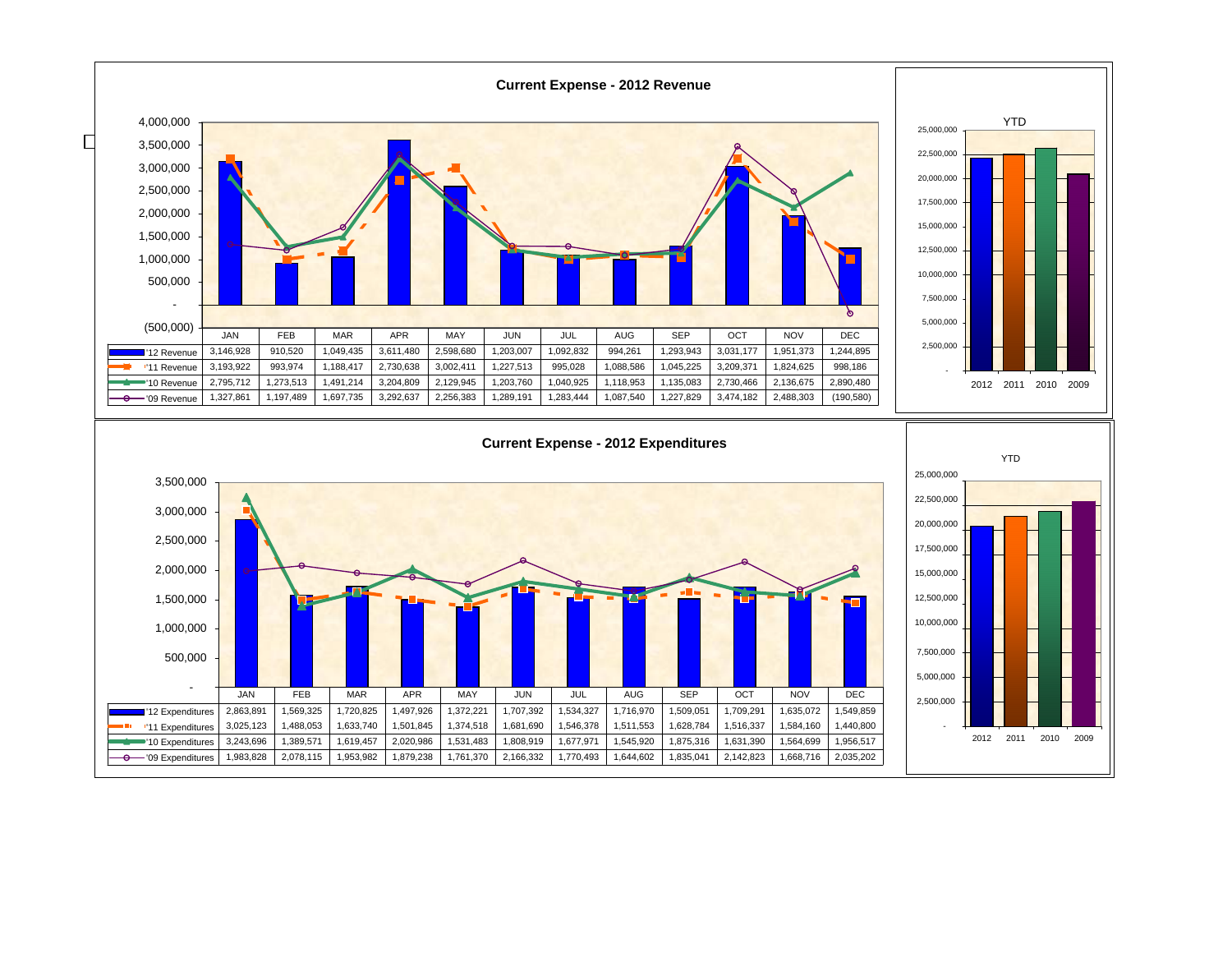## Current Expense - 2012 Revenue

| | JAN | FEB | MAR | APR | MAY | JUN | JUL | AUG | SEP | OCT | NOV | DEC |
|---|---|---|---|---|---|---|---|---|---|---|---|---|
| '12 Revenue | 3,146,928 | 910,520 | 1,049,435 | 3,611,480 | 2,598,680 | 1,203,007 | 1,092,832 | 994,261 | 1,293,943 | 3,031,177 | 1,951,373 | 1,244,895 |
| '11 Revenue | 3,193,922 | 993,974 | 1,188,417 | 2,730,638 | 3,002,411 | 1,227,513 | 995,028 | 1,088,586 | 1,045,225 | 3,209,371 | 1,824,625 | 998,186 |
| '10 Revenue | 2,795,712 | 1,273,513 | 1,491,214 | 3,204,809 | 2,129,945 | 1,203,760 | 1,040,925 | 1,118,953 | 1,135,083 | 2,730,466 | 2,136,675 | 2,890,480 |
| '09 Revenue | 1,327,861 | 1,197,489 | 1,697,735 | 3,292,637 | 2,256,383 | 1,289,191 | 1,283,444 | 1,087,540 | 1,227,829 | 3,474,182 | 2,488,303 | (190,580) |

YTD

## Current Expense - 2012 Expenditures

| | JAN | FEB | MAR | APR | MAY | JUN | JUL | AUG | SEP | OCT | NOV | DEC |
|---|---|---|---|---|---|---|---|---|---|---|---|---|
| '12 Expenditures | 2,863,891 | 1,569,325 | 1,720,825 | 1,497,926 | 1,372,221 | 1,707,392 | 1,534,327 | 1,716,970 | 1,509,051 | 1,709,291 | 1,635,072 | 1,549,859 |
| '11 Expenditures | 3,025,123 | 1,488,053 | 1,633,740 | 1,501,845 | 1,374,518 | 1,681,690 | 1,546,378 | 1,511,553 | 1,628,784 | 1,516,337 | 1,584,160 | 1,440,800 |
| '10 Expenditures | 3,243,696 | 1,389,571 | 1,619,457 | 2,020,986 | 1,531,483 | 1,808,919 | 1,677,971 | 1,545,920 | 1,875,316 | 1,631,390 | 1,564,699 | 1,956,517 |
| '09 Expenditures | 1,983,828 | 2,078,115 | 1,953,982 | 1,879,238 | 1,761,370 | 2,166,332 | 1,770,493 | 1,644,602 | 1,835,041 | 2,142,823 | 1,668,716 | 2,035,202 |

YTD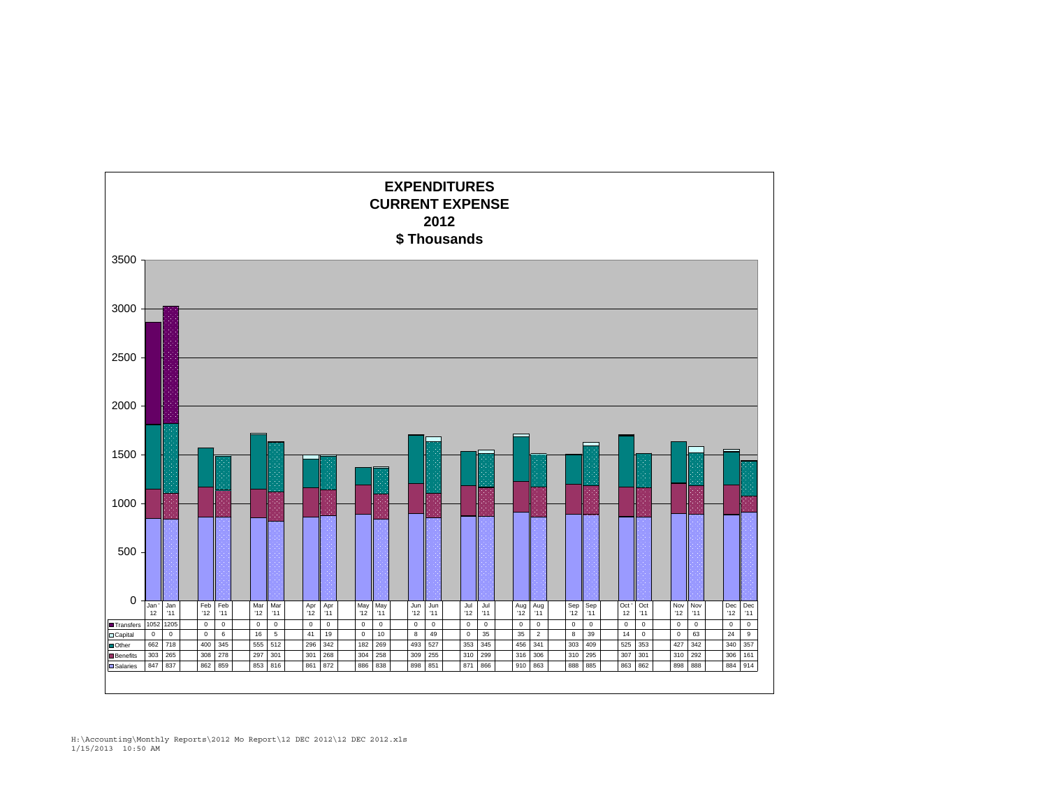# EXPENDITURES
## CURRENT EXPENSE
## 2012
## $ Thousands

| | Jan '12 | Jan '11 | Feb '12 | Feb '11 | Mar '12 | Mar '11 | Apr '12 | Apr '11 | May '12 | May '11 | Jun '12 | Jun '11 | Jul '12 | Jul '11 | Aug '12 | Aug '11 | Sep '12 | Sep '11 | Oct '12 | Oct '11 | Nov '12 | Nov '11 | Dec '12 | Dec '11 |
|---|---|---|---|---|---|---|---|---|---|---|---|---|---|---|---|---|---|---|---|---|---|---|---|---|
| Transfers | 1052 | 1205 | 0 | 0 | 0 | 0 | 0 | 0 | 0 | 0 | 0 | 0 | 0 | 0 | 0 | 0 | 0 | 0 | 0 | 0 | 0 | 0 | 0 | 0 |
| Capital | 0 | 0 | 0 | 6 | 16 | 5 | 41 | 19 | 0 | 10 | 8 | 49 | 0 | 35 | 35 | 2 | 8 | 39 | 14 | 0 | 0 | 63 | 24 | 9 |
| Other | 662 | 718 | 400 | 345 | 555 | 512 | 296 | 342 | 182 | 269 | 493 | 527 | 353 | 345 | 456 | 341 | 303 | 409 | 525 | 353 | 427 | 342 | 340 | 357 |
| Benefits | 303 | 265 | 308 | 278 | 297 | 301 | 301 | 268 | 304 | 258 | 309 | 255 | 310 | 299 | 316 | 306 | 310 | 295 | 307 | 301 | 310 | 292 | 306 | 161 |
| Salaries | 847 | 837 | 862 | 859 | 853 | 816 | 861 | 872 | 886 | 838 | 898 | 851 | 871 | 866 | 910 | 863 | 888 | 885 | 863 | 862 | 898 | 888 | 884 | 914 |

H:\Accounting\Monthly Reports\2012 Mo Report\12 DEC 2012\12 DEC 2012.xls
1/15/2013 10:50 AM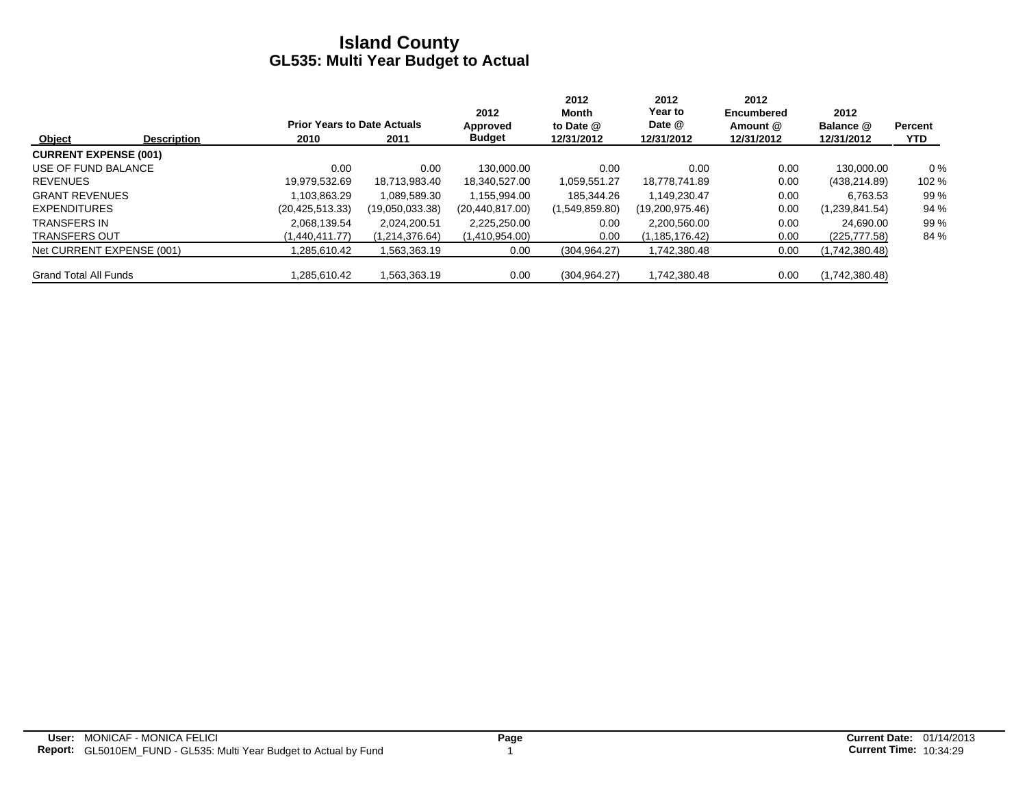# Island County
## GL535: Multi Year Budget to Actual

| Object | Description | Prior Years to Date Actuals 2010 | 2011 | 2012 Approved Budget | 2012 Month to Date @ 12/31/2012 | 2012 Year to Date @ 12/31/2012 | 2012 Encumbered Amount @ 12/31/2012 | 2012 Balance @ 12/31/2012 | Percent YTD |
|---|---|---|---|---|---|---|---|---|---|
| **CURRENT EXPENSE (001)** | | | | | | | | | |
| USE OF FUND BALANCE | | 0.00 | 0.00 | 130,000.00 | 0.00 | 0.00 | 0.00 | 130,000.00 | 0 % |
| REVENUES | | 19,979,532.69 | 18,713,983.40 | 18,340,527.00 | 1,059,551.27 | 18,778,741.89 | 0.00 | (438,214.89) | 102 % |
| GRANT REVENUES | | 1,103,863.29 | 1,089,589.30 | 1,155,994.00 | 185,344.26 | 1,149,230.47 | 0.00 | 6,763.53 | 99 % |
| EXPENDITURES | | (20,425,513.33) | (19,050,033.38) | (20,440,817.00) | (1,549,859.80) | (19,200,975.46) | 0.00 | (1,239,841.54) | 94 % |
| TRANSFERS IN | | 2,068,139.54 | 2,024,200.51 | 2,225,250.00 | 0.00 | 2,200,560.00 | 0.00 | 24,690.00 | 99 % |
| TRANSFERS OUT | | (1,440,411.77) | (1,214,376.64) | (1,410,954.00) | 0.00 | (1,185,176.42) | 0.00 | (225,777.58) | 84 % |
| Net CURRENT EXPENSE (001) | | 1,285,610.42 | 1,563,363.19 | 0.00 | (304,964.27) | 1,742,380.48 | 0.00 | (1,742,380.48) | |
| Grand Total All Funds | | 1,285,610.42 | 1,563,363.19 | 0.00 | (304,964.27) | 1,742,380.48 | 0.00 | (1,742,380.48) | |

**User:** MONICAF - MONICA FELICI
**Report:** GL5010EM_FUND - GL535: Multi Year Budget to Actual by Fund
**Current Date:** 01/14/2013
**Current Time:** 10:34:29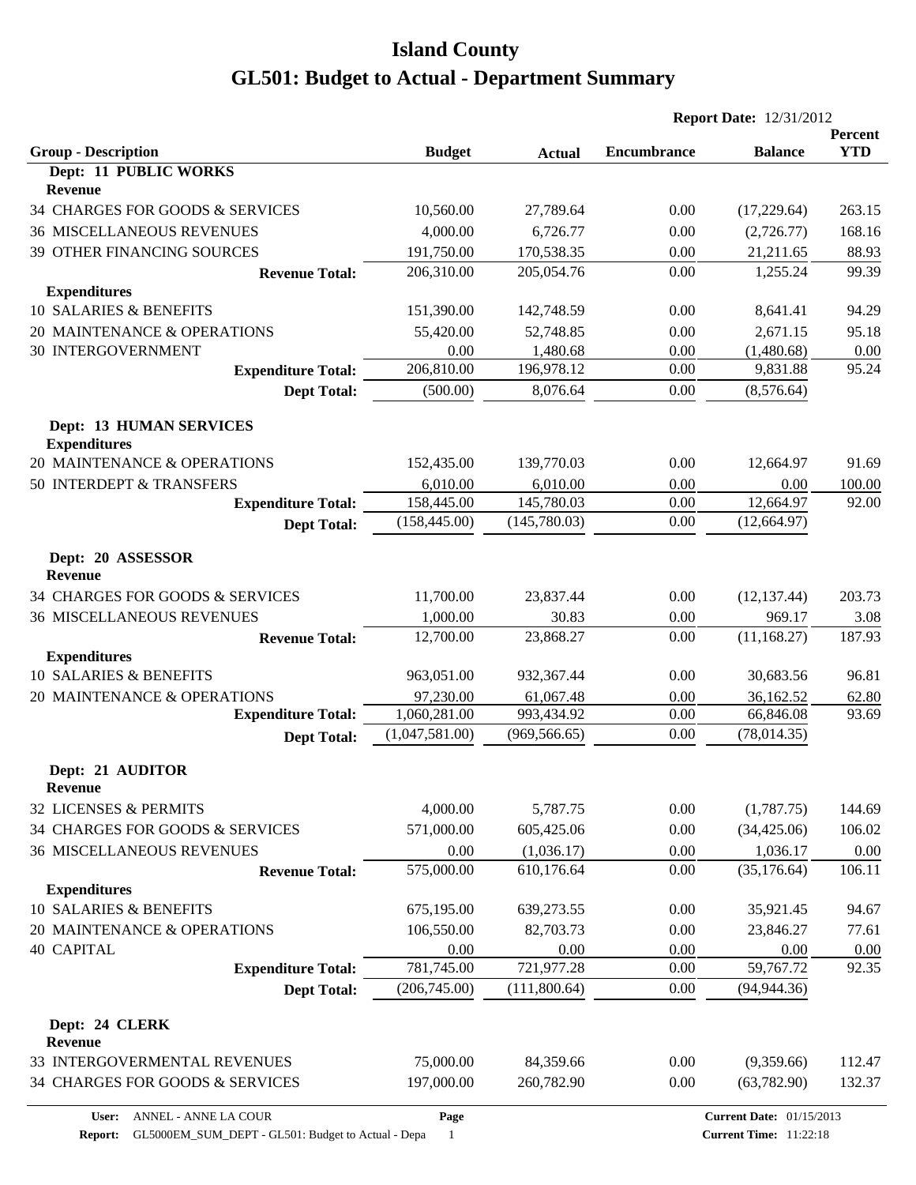# Island County

# GL501: Budget to Actual - Department Summary

**Report Date:** 12/31/2012

| Group - Description | Budget | Actual | Encumbrance | Balance | Percent YTD |
|---|---|---|---|---|---|
| **Dept: 11 PUBLIC WORKS** | | | | | |
| **Revenue** | | | | | |
| 34 CHARGES FOR GOODS & SERVICES | 10,560.00 | 27,789.64 | 0.00 | (17,229.64) | 263.15 |
| 36 MISCELLANEOUS REVENUES | 4,000.00 | 6,726.77 | 0.00 | (2,726.77) | 168.16 |
| 39 OTHER FINANCING SOURCES | 191,750.00 | 170,538.35 | 0.00 | 21,211.65 | 88.93 |
| **Revenue Total:** | 206,310.00 | 205,054.76 | 0.00 | 1,255.24 | 99.39 |
| **Expenditures** | | | | | |
| 10 SALARIES & BENEFITS | 151,390.00 | 142,748.59 | 0.00 | 8,641.41 | 94.29 |
| 20 MAINTENANCE & OPERATIONS | 55,420.00 | 52,748.85 | 0.00 | 2,671.15 | 95.18 |
| 30 INTERGOVERNMENT | 0.00 | 1,480.68 | 0.00 | (1,480.68) | 0.00 |
| **Expenditure Total:** | 206,810.00 | 196,978.12 | 0.00 | 9,831.88 | 95.24 |
| **Dept Total:** | (500.00) | 8,076.64 | 0.00 | (8,576.64) | |
| **Dept: 13 HUMAN SERVICES** | | | | | |
| **Expenditures** | | | | | |
| 20 MAINTENANCE & OPERATIONS | 152,435.00 | 139,770.03 | 0.00 | 12,664.97 | 91.69 |
| 50 INTERDEPT & TRANSFERS | 6,010.00 | 6,010.00 | 0.00 | 0.00 | 100.00 |
| **Expenditure Total:** | 158,445.00 | 145,780.03 | 0.00 | 12,664.97 | 92.00 |
| **Dept Total:** | (158,445.00) | (145,780.03) | 0.00 | (12,664.97) | |
| **Dept: 20 ASSESSOR** | | | | | |
| **Revenue** | | | | | |
| 34 CHARGES FOR GOODS & SERVICES | 11,700.00 | 23,837.44 | 0.00 | (12,137.44) | 203.73 |
| 36 MISCELLANEOUS REVENUES | 1,000.00 | 30.83 | 0.00 | 969.17 | 3.08 |
| **Revenue Total:** | 12,700.00 | 23,868.27 | 0.00 | (11,168.27) | 187.93 |
| **Expenditures** | | | | | |
| 10 SALARIES & BENEFITS | 963,051.00 | 932,367.44 | 0.00 | 30,683.56 | 96.81 |
| 20 MAINTENANCE & OPERATIONS | 97,230.00 | 61,067.48 | 0.00 | 36,162.52 | 62.80 |
| **Expenditure Total:** | 1,060,281.00 | 993,434.92 | 0.00 | 66,846.08 | 93.69 |
| **Dept Total:** | (1,047,581.00) | (969,566.65) | 0.00 | (78,014.35) | |
| **Dept: 21 AUDITOR** | | | | | |
| **Revenue** | | | | | |
| 32 LICENSES & PERMITS | 4,000.00 | 5,787.75 | 0.00 | (1,787.75) | 144.69 |
| 34 CHARGES FOR GOODS & SERVICES | 571,000.00 | 605,425.06 | 0.00 | (34,425.06) | 106.02 |
| 36 MISCELLANEOUS REVENUES | 0.00 | (1,036.17) | 0.00 | 1,036.17 | 0.00 |
| **Revenue Total:** | 575,000.00 | 610,176.64 | 0.00 | (35,176.64) | 106.11 |
| **Expenditures** | | | | | |
| 10 SALARIES & BENEFITS | 675,195.00 | 639,273.55 | 0.00 | 35,921.45 | 94.67 |
| 20 MAINTENANCE & OPERATIONS | 106,550.00 | 82,703.73 | 0.00 | 23,846.27 | 77.61 |
| 40 CAPITAL | 0.00 | 0.00 | 0.00 | 0.00 | 0.00 |
| **Expenditure Total:** | 781,745.00 | 721,977.28 | 0.00 | 59,767.72 | 92.35 |
| **Dept Total:** | (206,745.00) | (111,800.64) | 0.00 | (94,944.36) | |
| **Dept: 24 CLERK** | | | | | |
| **Revenue** | | | | | |
| 33 INTERGOVERMENTAL REVENUES | 75,000.00 | 84,359.66 | 0.00 | (9,359.66) | 112.47 |
| 34 CHARGES FOR GOODS & SERVICES | 197,000.00 | 260,782.90 | 0.00 | (63,782.90) | 132.37 |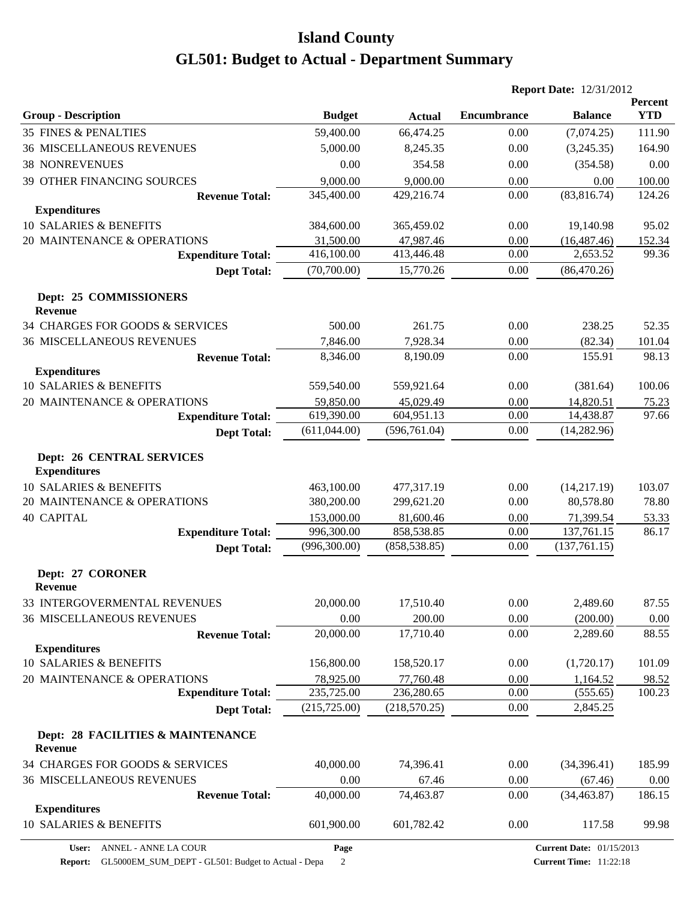# Island County

# GL501: Budget to Actual - Department Summary

**Report Date:** 12/31/2012

| Group - Description | Budget | Actual | Encumbrance | Balance | Percent YTD |
|---|---|---|---|---|---|
| 35 FINES & PENALTIES | 59,400.00 | 66,474.25 | 0.00 | (7,074.25) | 111.90 |
| 36 MISCELLANEOUS REVENUES | 5,000.00 | 8,245.35 | 0.00 | (3,245.35) | 164.90 |
| 38 NONREVENUES | 0.00 | 354.58 | 0.00 | (354.58) | 0.00 |
| 39 OTHER FINANCING SOURCES | 9,000.00 | 9,000.00 | 0.00 | 0.00 | 100.00 |
| **Revenue Total:** | 345,400.00 | 429,216.74 | 0.00 | (83,816.74) | 124.26 |
| **Expenditures** | | | | | |
| 10 SALARIES & BENEFITS | 384,600.00 | 365,459.02 | 0.00 | 19,140.98 | 95.02 |
| 20 MAINTENANCE & OPERATIONS | 31,500.00 | 47,987.46 | 0.00 | (16,487.46) | 152.34 |
| **Expenditure Total:** | 416,100.00 | 413,446.48 | 0.00 | 2,653.52 | 99.36 |
| **Dept Total:** | (70,700.00) | 15,770.26 | 0.00 | (86,470.26) | |
| **Dept: 25 COMMISSIONERS** | | | | | |
| **Revenue** | | | | | |
| 34 CHARGES FOR GOODS & SERVICES | 500.00 | 261.75 | 0.00 | 238.25 | 52.35 |
| 36 MISCELLANEOUS REVENUES | 7,846.00 | 7,928.34 | 0.00 | (82.34) | 101.04 |
| **Revenue Total:** | 8,346.00 | 8,190.09 | 0.00 | 155.91 | 98.13 |
| **Expenditures** | | | | | |
| 10 SALARIES & BENEFITS | 559,540.00 | 559,921.64 | 0.00 | (381.64) | 100.06 |
| 20 MAINTENANCE & OPERATIONS | 59,850.00 | 45,029.49 | 0.00 | 14,820.51 | 75.23 |
| **Expenditure Total:** | 619,390.00 | 604,951.13 | 0.00 | 14,438.87 | 97.66 |
| **Dept Total:** | (611,044.00) | (596,761.04) | 0.00 | (14,282.96) | |
| **Dept: 26 CENTRAL SERVICES** | | | | | |
| **Expenditures** | | | | | |
| 10 SALARIES & BENEFITS | 463,100.00 | 477,317.19 | 0.00 | (14,217.19) | 103.07 |
| 20 MAINTENANCE & OPERATIONS | 380,200.00 | 299,621.20 | 0.00 | 80,578.80 | 78.80 |
| 40 CAPITAL | 153,000.00 | 81,600.46 | 0.00 | 71,399.54 | 53.33 |
| **Expenditure Total:** | 996,300.00 | 858,538.85 | 0.00 | 137,761.15 | 86.17 |
| **Dept Total:** | (996,300.00) | (858,538.85) | 0.00 | (137,761.15) | |
| **Dept: 27 CORONER** | | | | | |
| **Revenue** | | | | | |
| 33 INTERGOVERMENTAL REVENUES | 20,000.00 | 17,510.40 | 0.00 | 2,489.60 | 87.55 |
| 36 MISCELLANEOUS REVENUES | 0.00 | 200.00 | 0.00 | (200.00) | 0.00 |
| **Revenue Total:** | 20,000.00 | 17,710.40 | 0.00 | 2,289.60 | 88.55 |
| **Expenditures** | | | | | |
| 10 SALARIES & BENEFITS | 156,800.00 | 158,520.17 | 0.00 | (1,720.17) | 101.09 |
| 20 MAINTENANCE & OPERATIONS | 78,925.00 | 77,760.48 | 0.00 | 1,164.52 | 98.52 |
| **Expenditure Total:** | 235,725.00 | 236,280.65 | 0.00 | (555.65) | 100.23 |
| **Dept Total:** | (215,725.00) | (218,570.25) | 0.00 | 2,845.25 | |
| **Dept: 28 FACILITIES & MAINTENANCE** | | | | | |
| **Revenue** | | | | | |
| 34 CHARGES FOR GOODS & SERVICES | 40,000.00 | 74,396.41 | 0.00 | (34,396.41) | 185.99 |
| 36 MISCELLANEOUS REVENUES | 0.00 | 67.46 | 0.00 | (67.46) | 0.00 |
| **Revenue Total:** | 40,000.00 | 74,463.87 | 0.00 | (34,463.87) | 186.15 |
| **Expenditures** | | | | | |
| 10 SALARIES & BENEFITS | 601,900.00 | 601,782.42 | 0.00 | 117.58 | 99.98 |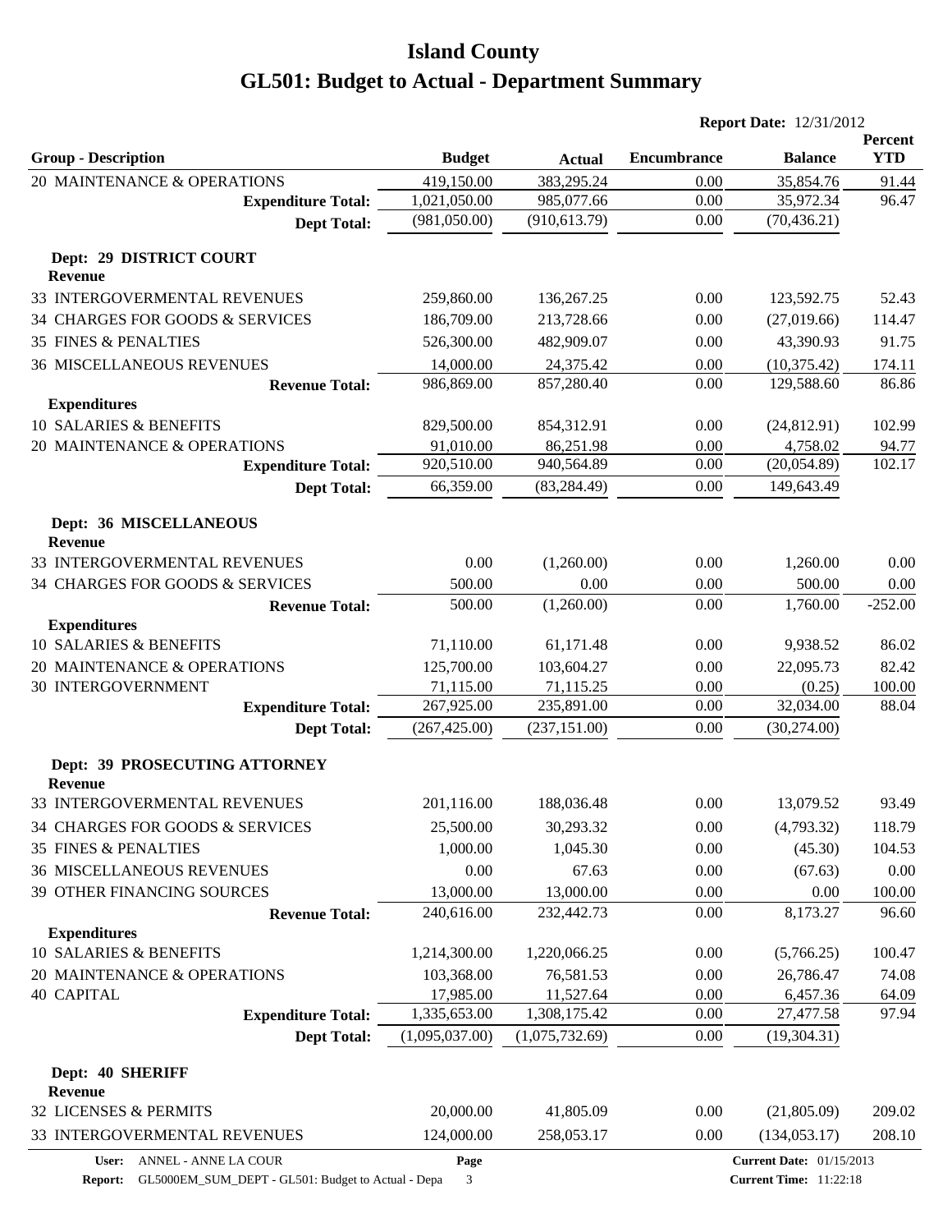# Island County

# GL501: Budget to Actual - Department Summary

**Report Date:** 12/31/2012

| Group - Description | Budget | Actual | Encumbrance | Balance | Percent YTD |
|---|---|---|---|---|---|
| 20 MAINTENANCE & OPERATIONS | 419,150.00 | 383,295.24 | 0.00 | 35,854.76 | 91.44 |
| **Expenditure Total:** | 1,021,050.00 | 985,077.66 | 0.00 | 35,972.34 | 96.47 |
| **Dept Total:** | (981,050.00) | (910,613.79) | 0.00 | (70,436.21) | |
| **Dept: 29 DISTRICT COURT** | | | | | |
| **Revenue** | | | | | |
| 33 INTERGOVERMENTAL REVENUES | 259,860.00 | 136,267.25 | 0.00 | 123,592.75 | 52.43 |
| 34 CHARGES FOR GOODS & SERVICES | 186,709.00 | 213,728.66 | 0.00 | (27,019.66) | 114.47 |
| 35 FINES & PENALTIES | 526,300.00 | 482,909.07 | 0.00 | 43,390.93 | 91.75 |
| 36 MISCELLANEOUS REVENUES | 14,000.00 | 24,375.42 | 0.00 | (10,375.42) | 174.11 |
| **Revenue Total:** | 986,869.00 | 857,280.40 | 0.00 | 129,588.60 | 86.86 |
| **Expenditures** | | | | | |
| 10 SALARIES & BENEFITS | 829,500.00 | 854,312.91 | 0.00 | (24,812.91) | 102.99 |
| 20 MAINTENANCE & OPERATIONS | 91,010.00 | 86,251.98 | 0.00 | 4,758.02 | 94.77 |
| **Expenditure Total:** | 920,510.00 | 940,564.89 | 0.00 | (20,054.89) | 102.17 |
| **Dept Total:** | 66,359.00 | (83,284.49) | 0.00 | 149,643.49 | |
| **Dept: 36 MISCELLANEOUS** | | | | | |
| **Revenue** | | | | | |
| 33 INTERGOVERMENTAL REVENUES | 0.00 | (1,260.00) | 0.00 | 1,260.00 | 0.00 |
| 34 CHARGES FOR GOODS & SERVICES | 500.00 | 0.00 | 0.00 | 500.00 | 0.00 |
| **Revenue Total:** | 500.00 | (1,260.00) | 0.00 | 1,760.00 | -252.00 |
| **Expenditures** | | | | | |
| 10 SALARIES & BENEFITS | 71,110.00 | 61,171.48 | 0.00 | 9,938.52 | 86.02 |
| 20 MAINTENANCE & OPERATIONS | 125,700.00 | 103,604.27 | 0.00 | 22,095.73 | 82.42 |
| 30 INTERGOVERNMENT | 71,115.00 | 71,115.25 | 0.00 | (0.25) | 100.00 |
| **Expenditure Total:** | 267,925.00 | 235,891.00 | 0.00 | 32,034.00 | 88.04 |
| **Dept Total:** | (267,425.00) | (237,151.00) | 0.00 | (30,274.00) | |
| **Dept: 39 PROSECUTING ATTORNEY** | | | | | |
| **Revenue** | | | | | |
| 33 INTERGOVERMENTAL REVENUES | 201,116.00 | 188,036.48 | 0.00 | 13,079.52 | 93.49 |
| 34 CHARGES FOR GOODS & SERVICES | 25,500.00 | 30,293.32 | 0.00 | (4,793.32) | 118.79 |
| 35 FINES & PENALTIES | 1,000.00 | 1,045.30 | 0.00 | (45.30) | 104.53 |
| 36 MISCELLANEOUS REVENUES | 0.00 | 67.63 | 0.00 | (67.63) | 0.00 |
| 39 OTHER FINANCING SOURCES | 13,000.00 | 13,000.00 | 0.00 | 0.00 | 100.00 |
| **Revenue Total:** | 240,616.00 | 232,442.73 | 0.00 | 8,173.27 | 96.60 |
| **Expenditures** | | | | | |
| 10 SALARIES & BENEFITS | 1,214,300.00 | 1,220,066.25 | 0.00 | (5,766.25) | 100.47 |
| 20 MAINTENANCE & OPERATIONS | 103,368.00 | 76,581.53 | 0.00 | 26,786.47 | 74.08 |
| 40 CAPITAL | 17,985.00 | 11,527.64 | 0.00 | 6,457.36 | 64.09 |
| **Expenditure Total:** | 1,335,653.00 | 1,308,175.42 | 0.00 | 27,477.58 | 97.94 |
| **Dept Total:** | (1,095,037.00) | (1,075,732.69) | 0.00 | (19,304.31) | |
| **Dept: 40 SHERIFF** | | | | | |
| **Revenue** | | | | | |
| 32 LICENSES & PERMITS | 20,000.00 | 41,805.09 | 0.00 | (21,805.09) | 209.02 |
| 33 INTERGOVERMENTAL REVENUES | 124,000.00 | 258,053.17 | 0.00 | (134,053.17) | 208.10 |

User: ANNEL - ANNE LA COUR
Report: GL5000EM_SUM_DEPT - GL501: Budget to Actual - Depa
Current Date: 01/15/2013
Current Time: 11:22:18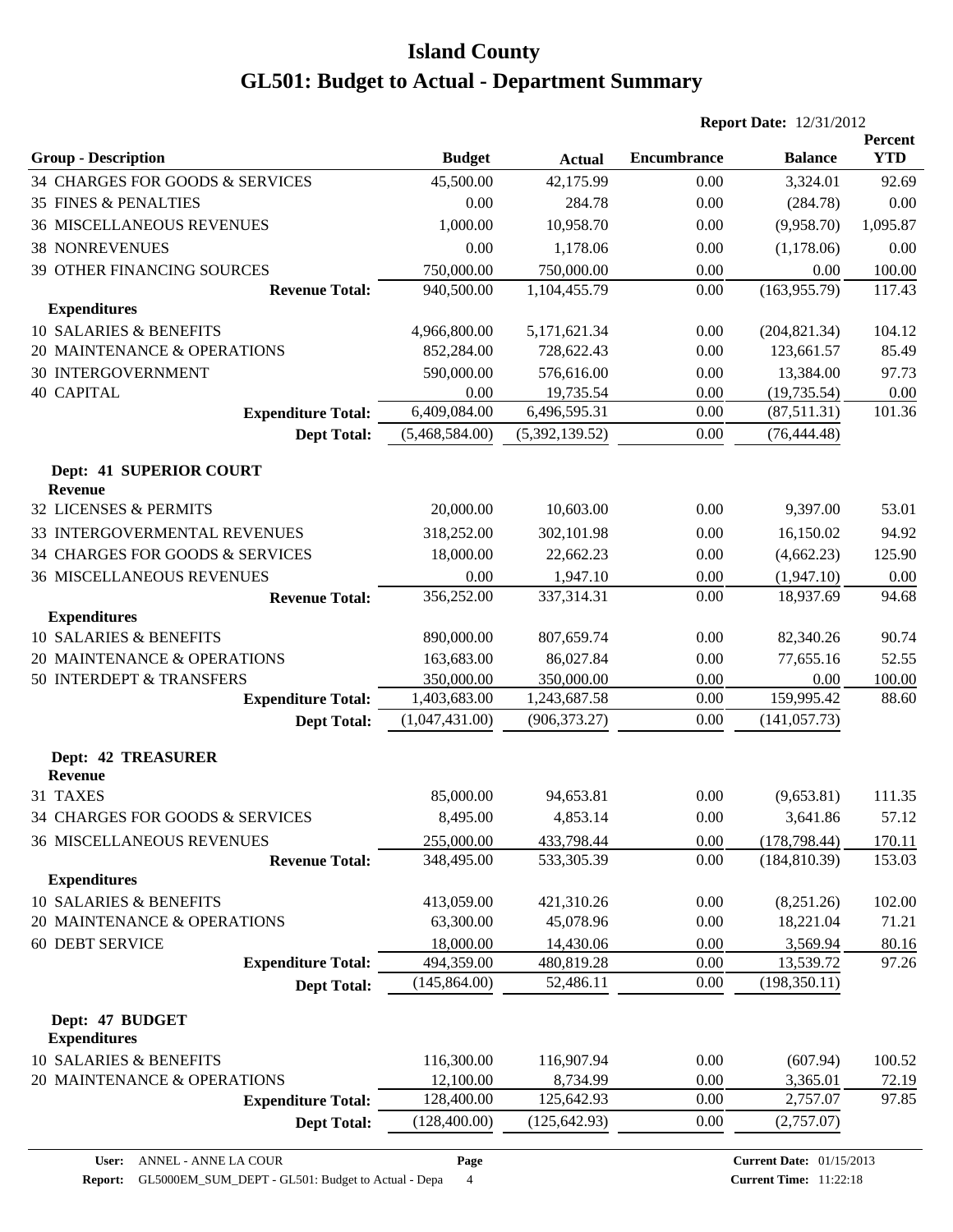# Island County
# GL501: Budget to Actual - Department Summary

**Report Date:** 12/31/2012

| Group - Description | Budget | Actual | Encumbrance | Balance | Percent YTD |
|---|---|---|---|---|---|
| 34 CHARGES FOR GOODS & SERVICES | 45,500.00 | 42,175.99 | 0.00 | 3,324.01 | 92.69 |
| 35 FINES & PENALTIES | 0.00 | 284.78 | 0.00 | (284.78) | 0.00 |
| 36 MISCELLANEOUS REVENUES | 1,000.00 | 10,958.70 | 0.00 | (9,958.70) | 1,095.87 |
| 38 NONREVENUES | 0.00 | 1,178.06 | 0.00 | (1,178.06) | 0.00 |
| 39 OTHER FINANCING SOURCES | 750,000.00 | 750,000.00 | 0.00 | 0.00 | 100.00 |
| **Revenue Total:** | 940,500.00 | 1,104,455.79 | 0.00 | (163,955.79) | 117.43 |
| **Expenditures** | | | | | |
| 10 SALARIES & BENEFITS | 4,966,800.00 | 5,171,621.34 | 0.00 | (204,821.34) | 104.12 |
| 20 MAINTENANCE & OPERATIONS | 852,284.00 | 728,622.43 | 0.00 | 123,661.57 | 85.49 |
| 30 INTERGOVERNMENT | 590,000.00 | 576,616.00 | 0.00 | 13,384.00 | 97.73 |
| 40 CAPITAL | 0.00 | 19,735.54 | 0.00 | (19,735.54) | 0.00 |
| **Expenditure Total:** | 6,409,084.00 | 6,496,595.31 | 0.00 | (87,511.31) | 101.36 |
| **Dept Total:** | (5,468,584.00) | (5,392,139.52) | 0.00 | (76,444.48) | |
| **Dept: 41 SUPERIOR COURT** | | | | | |
| **Revenue** | | | | | |
| 32 LICENSES & PERMITS | 20,000.00 | 10,603.00 | 0.00 | 9,397.00 | 53.01 |
| 33 INTERGOVERMENTAL REVENUES | 318,252.00 | 302,101.98 | 0.00 | 16,150.02 | 94.92 |
| 34 CHARGES FOR GOODS & SERVICES | 18,000.00 | 22,662.23 | 0.00 | (4,662.23) | 125.90 |
| 36 MISCELLANEOUS REVENUES | 0.00 | 1,947.10 | 0.00 | (1,947.10) | 0.00 |
| **Revenue Total:** | 356,252.00 | 337,314.31 | 0.00 | 18,937.69 | 94.68 |
| **Expenditures** | | | | | |
| 10 SALARIES & BENEFITS | 890,000.00 | 807,659.74 | 0.00 | 82,340.26 | 90.74 |
| 20 MAINTENANCE & OPERATIONS | 163,683.00 | 86,027.84 | 0.00 | 77,655.16 | 52.55 |
| 50 INTERDEPT & TRANSFERS | 350,000.00 | 350,000.00 | 0.00 | 0.00 | 100.00 |
| **Expenditure Total:** | 1,403,683.00 | 1,243,687.58 | 0.00 | 159,995.42 | 88.60 |
| **Dept Total:** | (1,047,431.00) | (906,373.27) | 0.00 | (141,057.73) | |
| **Dept: 42 TREASURER** | | | | | |
| **Revenue** | | | | | |
| 31 TAXES | 85,000.00 | 94,653.81 | 0.00 | (9,653.81) | 111.35 |
| 34 CHARGES FOR GOODS & SERVICES | 8,495.00 | 4,853.14 | 0.00 | 3,641.86 | 57.12 |
| 36 MISCELLANEOUS REVENUES | 255,000.00 | 433,798.44 | 0.00 | (178,798.44) | 170.11 |
| **Revenue Total:** | 348,495.00 | 533,305.39 | 0.00 | (184,810.39) | 153.03 |
| **Expenditures** | | | | | |
| 10 SALARIES & BENEFITS | 413,059.00 | 421,310.26 | 0.00 | (8,251.26) | 102.00 |
| 20 MAINTENANCE & OPERATIONS | 63,300.00 | 45,078.96 | 0.00 | 18,221.04 | 71.21 |
| 60 DEBT SERVICE | 18,000.00 | 14,430.06 | 0.00 | 3,569.94 | 80.16 |
| **Expenditure Total:** | 494,359.00 | 480,819.28 | 0.00 | 13,539.72 | 97.26 |
| **Dept Total:** | (145,864.00) | 52,486.11 | 0.00 | (198,350.11) | |
| **Dept: 47 BUDGET** | | | | | |
| **Expenditures** | | | | | |
| 10 SALARIES & BENEFITS | 116,300.00 | 116,907.94 | 0.00 | (607.94) | 100.52 |
| 20 MAINTENANCE & OPERATIONS | 12,100.00 | 8,734.99 | 0.00 | 3,365.01 | 72.19 |
| **Expenditure Total:** | 128,400.00 | 125,642.93 | 0.00 | 2,757.07 | 97.85 |
| **Dept Total:** | (128,400.00) | (125,642.93) | 0.00 | (2,757.07) | |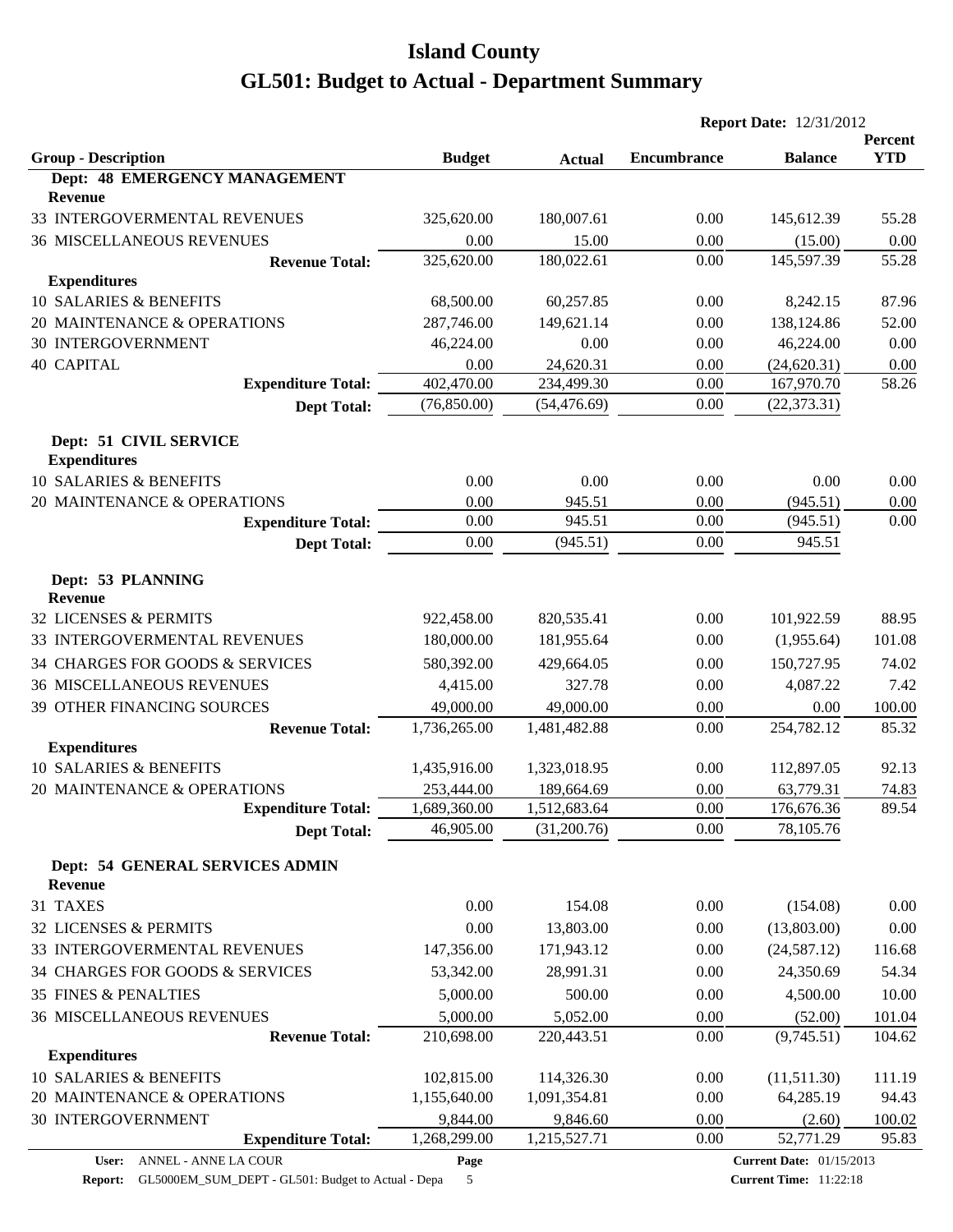# Island County
# GL501: Budget to Actual - Department Summary

**Report Date:** 12/31/2012

| Group - Description | Budget | Actual | Encumbrance | Balance | Percent YTD |
|---|---|---|---|---|---|
| **Dept: 48 EMERGENCY MANAGEMENT** | | | | | |
| **Revenue** | | | | | |
| 33 INTERGOVERMENTAL REVENUES | 325,620.00 | 180,007.61 | 0.00 | 145,612.39 | 55.28 |
| 36 MISCELLANEOUS REVENUES | 0.00 | 15.00 | 0.00 | (15.00) | 0.00 |
| **Revenue Total:** | 325,620.00 | 180,022.61 | 0.00 | 145,597.39 | 55.28 |
| **Expenditures** | | | | | |
| 10 SALARIES & BENEFITS | 68,500.00 | 60,257.85 | 0.00 | 8,242.15 | 87.96 |
| 20 MAINTENANCE & OPERATIONS | 287,746.00 | 149,621.14 | 0.00 | 138,124.86 | 52.00 |
| 30 INTERGOVERNMENT | 46,224.00 | 0.00 | 0.00 | 46,224.00 | 0.00 |
| 40 CAPITAL | 0.00 | 24,620.31 | 0.00 | (24,620.31) | 0.00 |
| **Expenditure Total:** | 402,470.00 | 234,499.30 | 0.00 | 167,970.70 | 58.26 |
| **Dept Total:** | (76,850.00) | (54,476.69) | 0.00 | (22,373.31) | |
| **Dept: 51 CIVIL SERVICE** | | | | | |
| **Expenditures** | | | | | |
| 10 SALARIES & BENEFITS | 0.00 | 0.00 | 0.00 | 0.00 | 0.00 |
| 20 MAINTENANCE & OPERATIONS | 0.00 | 945.51 | 0.00 | (945.51) | 0.00 |
| **Expenditure Total:** | 0.00 | 945.51 | 0.00 | (945.51) | 0.00 |
| **Dept Total:** | 0.00 | (945.51) | 0.00 | 945.51 | |
| **Dept: 53 PLANNING** | | | | | |
| **Revenue** | | | | | |
| 32 LICENSES & PERMITS | 922,458.00 | 820,535.41 | 0.00 | 101,922.59 | 88.95 |
| 33 INTERGOVERMENTAL REVENUES | 180,000.00 | 181,955.64 | 0.00 | (1,955.64) | 101.08 |
| 34 CHARGES FOR GOODS & SERVICES | 580,392.00 | 429,664.05 | 0.00 | 150,727.95 | 74.02 |
| 36 MISCELLANEOUS REVENUES | 4,415.00 | 327.78 | 0.00 | 4,087.22 | 7.42 |
| 39 OTHER FINANCING SOURCES | 49,000.00 | 49,000.00 | 0.00 | 0.00 | 100.00 |
| **Revenue Total:** | 1,736,265.00 | 1,481,482.88 | 0.00 | 254,782.12 | 85.32 |
| **Expenditures** | | | | | |
| 10 SALARIES & BENEFITS | 1,435,916.00 | 1,323,018.95 | 0.00 | 112,897.05 | 92.13 |
| 20 MAINTENANCE & OPERATIONS | 253,444.00 | 189,664.69 | 0.00 | 63,779.31 | 74.83 |
| **Expenditure Total:** | 1,689,360.00 | 1,512,683.64 | 0.00 | 176,676.36 | 89.54 |
| **Dept Total:** | 46,905.00 | (31,200.76) | 0.00 | 78,105.76 | |
| **Dept: 54 GENERAL SERVICES ADMIN** | | | | | |
| **Revenue** | | | | | |
| 31 TAXES | 0.00 | 154.08 | 0.00 | (154.08) | 0.00 |
| 32 LICENSES & PERMITS | 0.00 | 13,803.00 | 0.00 | (13,803.00) | 0.00 |
| 33 INTERGOVERMENTAL REVENUES | 147,356.00 | 171,943.12 | 0.00 | (24,587.12) | 116.68 |
| 34 CHARGES FOR GOODS & SERVICES | 53,342.00 | 28,991.31 | 0.00 | 24,350.69 | 54.34 |
| 35 FINES & PENALTIES | 5,000.00 | 500.00 | 0.00 | 4,500.00 | 10.00 |
| 36 MISCELLANEOUS REVENUES | 5,000.00 | 5,052.00 | 0.00 | (52.00) | 101.04 |
| **Revenue Total:** | 210,698.00 | 220,443.51 | 0.00 | (9,745.51) | 104.62 |
| **Expenditures** | | | | | |
| 10 SALARIES & BENEFITS | 102,815.00 | 114,326.30 | 0.00 | (11,511.30) | 111.19 |
| 20 MAINTENANCE & OPERATIONS | 1,155,640.00 | 1,091,354.81 | 0.00 | 64,285.19 | 94.43 |
| 30 INTERGOVERNMENT | 9,844.00 | 9,846.60 | 0.00 | (2.60) | 100.02 |
| **Expenditure Total:** | 1,268,299.00 | 1,215,527.71 | 0.00 | 52,771.29 | 95.83 |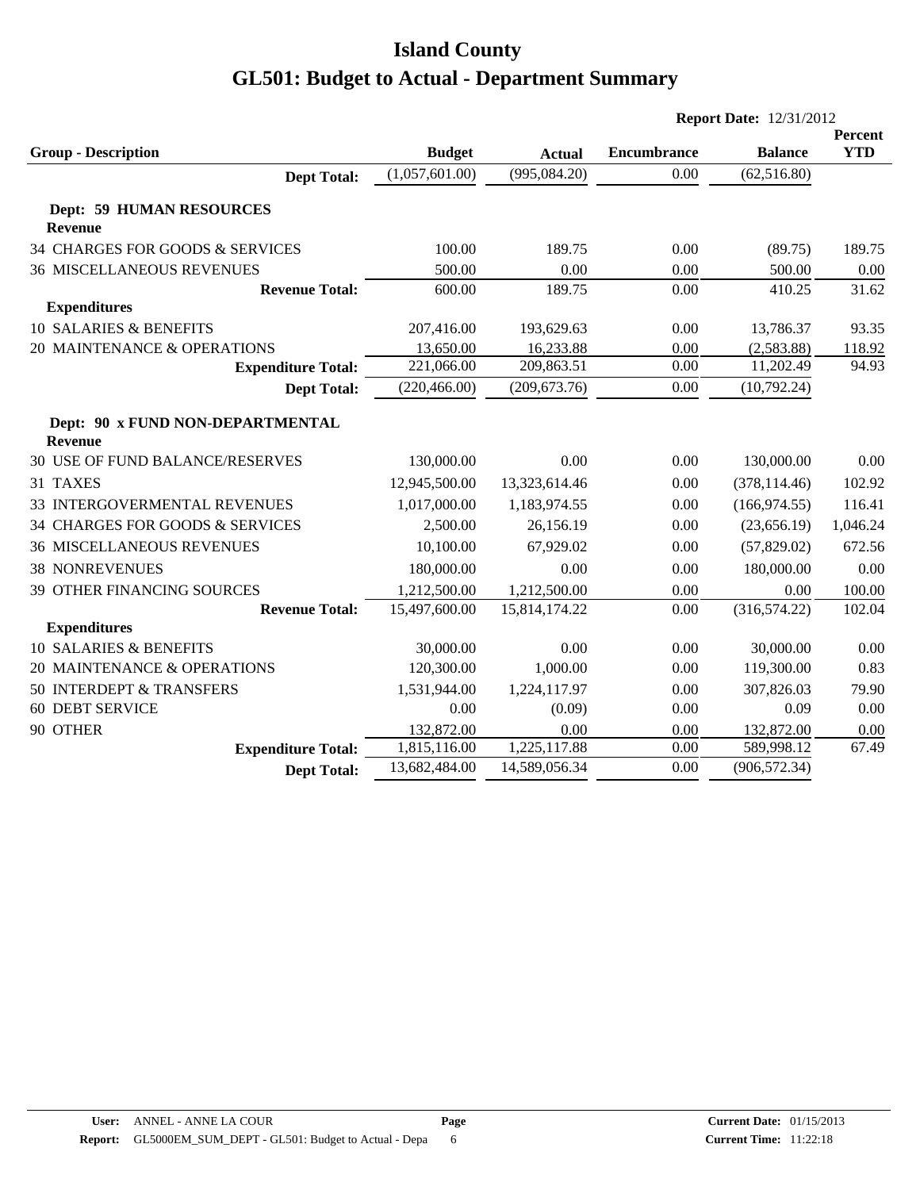# Island County

# GL501: Budget to Actual - Department Summary

**Report Date:** 12/31/2012

| Group - Description | Budget | Actual | Encumbrance | Balance | Percent YTD |
|---|---|---|---|---|---|
| **Dept Total:** | (1,057,601.00) | (995,084.20) | 0.00 | (62,516.80) | |
| **Dept: 59 HUMAN RESOURCES** | | | | | |
| **Revenue** | | | | | |
| 34 CHARGES FOR GOODS & SERVICES | 100.00 | 189.75 | 0.00 | (89.75) | 189.75 |
| 36 MISCELLANEOUS REVENUES | 500.00 | 0.00 | 0.00 | 500.00 | 0.00 |
| **Revenue Total:** | 600.00 | 189.75 | 0.00 | 410.25 | 31.62 |
| **Expenditures** | | | | | |
| 10 SALARIES & BENEFITS | 207,416.00 | 193,629.63 | 0.00 | 13,786.37 | 93.35 |
| 20 MAINTENANCE & OPERATIONS | 13,650.00 | 16,233.88 | 0.00 | (2,583.88) | 118.92 |
| **Expenditure Total:** | 221,066.00 | 209,863.51 | 0.00 | 11,202.49 | 94.93 |
| **Dept Total:** | (220,466.00) | (209,673.76) | 0.00 | (10,792.24) | |
| **Dept: 90 x FUND NON-DEPARTMENTAL** | | | | | |
| **Revenue** | | | | | |
| 30 USE OF FUND BALANCE/RESERVES | 130,000.00 | 0.00 | 0.00 | 130,000.00 | 0.00 |
| 31 TAXES | 12,945,500.00 | 13,323,614.46 | 0.00 | (378,114.46) | 102.92 |
| 33 INTERGOVERMENTAL REVENUES | 1,017,000.00 | 1,183,974.55 | 0.00 | (166,974.55) | 116.41 |
| 34 CHARGES FOR GOODS & SERVICES | 2,500.00 | 26,156.19 | 0.00 | (23,656.19) | 1,046.24 |
| 36 MISCELLANEOUS REVENUES | 10,100.00 | 67,929.02 | 0.00 | (57,829.02) | 672.56 |
| 38 NONREVENUES | 180,000.00 | 0.00 | 0.00 | 180,000.00 | 0.00 |
| 39 OTHER FINANCING SOURCES | 1,212,500.00 | 1,212,500.00 | 0.00 | 0.00 | 100.00 |
| **Revenue Total:** | 15,497,600.00 | 15,814,174.22 | 0.00 | (316,574.22) | 102.04 |
| **Expenditures** | | | | | |
| 10 SALARIES & BENEFITS | 30,000.00 | 0.00 | 0.00 | 30,000.00 | 0.00 |
| 20 MAINTENANCE & OPERATIONS | 120,300.00 | 1,000.00 | 0.00 | 119,300.00 | 0.83 |
| 50 INTERDEPT & TRANSFERS | 1,531,944.00 | 1,224,117.97 | 0.00 | 307,826.03 | 79.90 |
| 60 DEBT SERVICE | 0.00 | (0.09) | 0.00 | 0.09 | 0.00 |
| 90 OTHER | 132,872.00 | 0.00 | 0.00 | 132,872.00 | 0.00 |
| **Expenditure Total:** | 1,815,116.00 | 1,225,117.88 | 0.00 | 589,998.12 | 67.49 |
| **Dept Total:** | 13,682,484.00 | 14,589,056.34 | 0.00 | (906,572.34) | |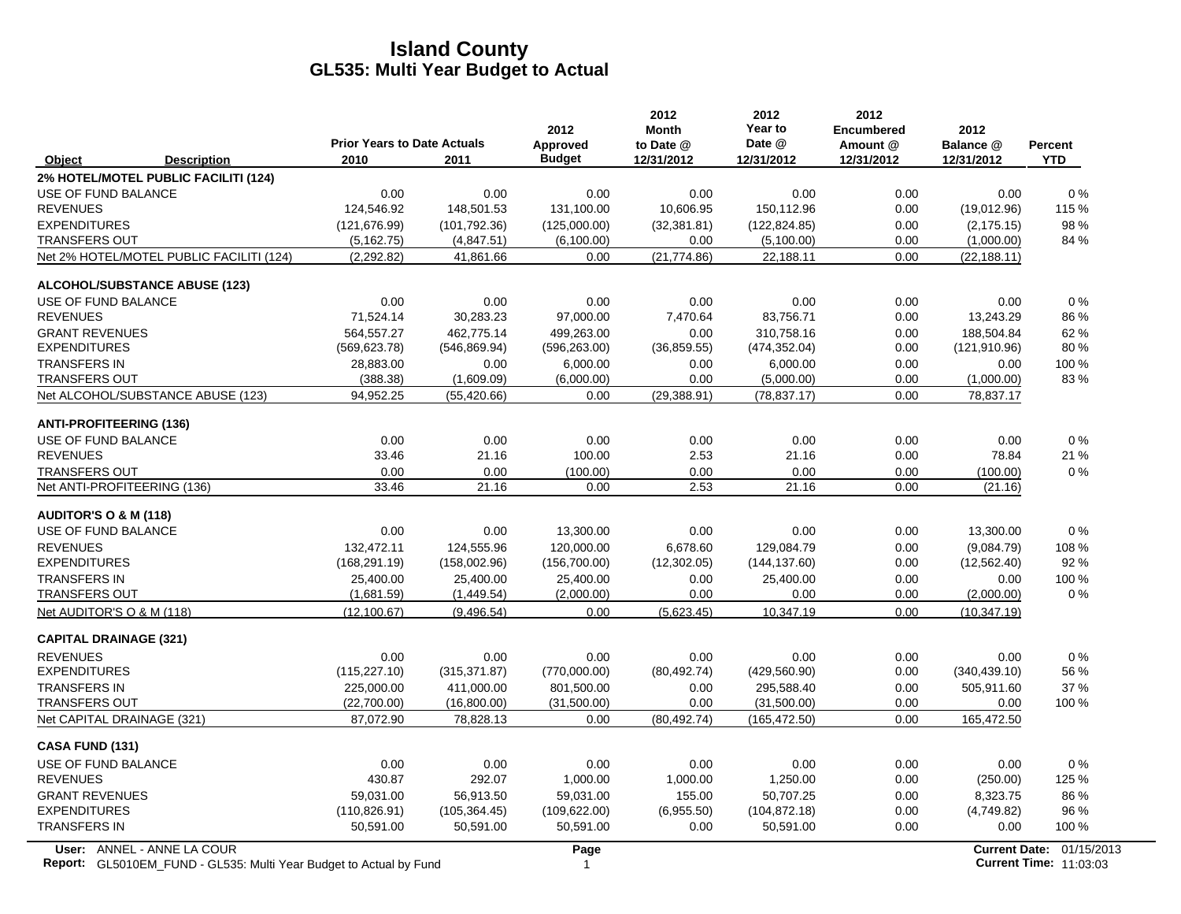# Island County
## GL535: Multi Year Budget to Actual

| Object | Description | Prior Years to Date Actuals 2010 | 2011 | 2012 Approved Budget | 2012 Month to Date @ 12/31/2012 | 2012 Year to Date @ 12/31/2012 | 2012 Encumbered Amount @ 12/31/2012 | 2012 Balance @ 12/31/2012 | Percent YTD |
|---|---|---|---|---|---|---|---|---|---|
| **2% HOTEL/MOTEL PUBLIC FACILITI (124)** | | | | | | | | | |
| USE OF FUND BALANCE | | 0.00 | 0.00 | 0.00 | 0.00 | 0.00 | 0.00 | 0.00 | 0 % |
| REVENUES | | 124,546.92 | 148,501.53 | 131,100.00 | 10,606.95 | 150,112.96 | 0.00 | (19,012.96) | 115 % |
| EXPENDITURES | | (121,676.99) | (101,792.36) | (125,000.00) | (32,381.81) | (122,824.85) | 0.00 | (2,175.15) | 98 % |
| TRANSFERS OUT | | (5,162.75) | (4,847.51) | (6,100.00) | 0.00 | (5,100.00) | 0.00 | (1,000.00) | 84 % |
| Net 2% HOTEL/MOTEL PUBLIC FACILITI (124) | | (2,292.82) | 41,861.66 | 0.00 | (21,774.86) | 22,188.11 | 0.00 | (22,188.11) | |
| **ALCOHOL/SUBSTANCE ABUSE (123)** | | | | | | | | | |
| USE OF FUND BALANCE | | 0.00 | 0.00 | 0.00 | 0.00 | 0.00 | 0.00 | 0.00 | 0 % |
| REVENUES | | 71,524.14 | 30,283.23 | 97,000.00 | 7,470.64 | 83,756.71 | 0.00 | 13,243.29 | 86 % |
| GRANT REVENUES | | 564,557.27 | 462,775.14 | 499,263.00 | 0.00 | 310,758.16 | 0.00 | 188,504.84 | 62 % |
| EXPENDITURES | | (569,623.78) | (546,869.94) | (596,263.00) | (36,859.55) | (474,352.04) | 0.00 | (121,910.96) | 80 % |
| TRANSFERS IN | | 28,883.00 | 0.00 | 6,000.00 | 0.00 | 6,000.00 | 0.00 | 0.00 | 100 % |
| TRANSFERS OUT | | (388.38) | (1,609.09) | (6,000.00) | 0.00 | (5,000.00) | 0.00 | (1,000.00) | 83 % |
| Net ALCOHOL/SUBSTANCE ABUSE (123) | | 94,952.25 | (55,420.66) | 0.00 | (29,388.91) | (78,837.17) | 0.00 | 78,837.17 | |
| **ANTI-PROFITEERING (136)** | | | | | | | | | |
| USE OF FUND BALANCE | | 0.00 | 0.00 | 0.00 | 0.00 | 0.00 | 0.00 | 0.00 | 0 % |
| REVENUES | | 33.46 | 21.16 | 100.00 | 2.53 | 21.16 | 0.00 | 78.84 | 21 % |
| TRANSFERS OUT | | 0.00 | 0.00 | (100.00) | 0.00 | 0.00 | 0.00 | (100.00) | 0 % |
| Net ANTI-PROFITEERING (136) | | 33.46 | 21.16 | 0.00 | 2.53 | 21.16 | 0.00 | (21.16) | |
| **AUDITOR'S O & M (118)** | | | | | | | | | |
| USE OF FUND BALANCE | | 0.00 | 0.00 | 13,300.00 | 0.00 | 0.00 | 0.00 | 13,300.00 | 0 % |
| REVENUES | | 132,472.11 | 124,555.96 | 120,000.00 | 6,678.60 | 129,084.79 | 0.00 | (9,084.79) | 108 % |
| EXPENDITURES | | (168,291.19) | (158,002.96) | (156,700.00) | (12,302.05) | (144,137.60) | 0.00 | (12,562.40) | 92 % |
| TRANSFERS IN | | 25,400.00 | 25,400.00 | 25,400.00 | 0.00 | 25,400.00 | 0.00 | 0.00 | 100 % |
| TRANSFERS OUT | | (1,681.59) | (1,449.54) | (2,000.00) | 0.00 | 0.00 | 0.00 | (2,000.00) | 0 % |
| Net AUDITOR'S O & M (118) | | (12,100.67) | (9,496.54) | 0.00 | (5,623.45) | 10,347.19 | 0.00 | (10,347.19) | |
| **CAPITAL DRAINAGE (321)** | | | | | | | | | |
| REVENUES | | 0.00 | 0.00 | 0.00 | 0.00 | 0.00 | 0.00 | 0.00 | 0 % |
| EXPENDITURES | | (115,227.10) | (315,371.87) | (770,000.00) | (80,492.74) | (429,560.90) | 0.00 | (340,439.10) | 56 % |
| TRANSFERS IN | | 225,000.00 | 411,000.00 | 801,500.00 | 0.00 | 295,588.40 | 0.00 | 505,911.60 | 37 % |
| TRANSFERS OUT | | (22,700.00) | (16,800.00) | (31,500.00) | 0.00 | (31,500.00) | 0.00 | 0.00 | 100 % |
| Net CAPITAL DRAINAGE (321) | | 87,072.90 | 78,828.13 | 0.00 | (80,492.74) | (165,472.50) | 0.00 | 165,472.50 | |
| **CASA FUND (131)** | | | | | | | | | |
| USE OF FUND BALANCE | | 0.00 | 0.00 | 0.00 | 0.00 | 0.00 | 0.00 | 0.00 | 0 % |
| REVENUES | | 430.87 | 292.07 | 1,000.00 | 1,000.00 | 1,250.00 | 0.00 | (250.00) | 125 % |
| GRANT REVENUES | | 59,031.00 | 56,913.50 | 59,031.00 | 155.00 | 50,707.25 | 0.00 | 8,323.75 | 86 % |
| EXPENDITURES | | (110,826.91) | (105,364.45) | (109,622.00) | (6,955.50) | (104,872.18) | 0.00 | (4,749.82) | 96 % |
| TRANSFERS IN | | 50,591.00 | 50,591.00 | 50,591.00 | 0.00 | 50,591.00 | 0.00 | 0.00 | 100 % |

User: ANNEL - ANNE LA COUR
Report: GL5010EM_FUND - GL535: Multi Year Budget to Actual by Fund
Current Date: 01/15/2013
Current Time: 11:03:03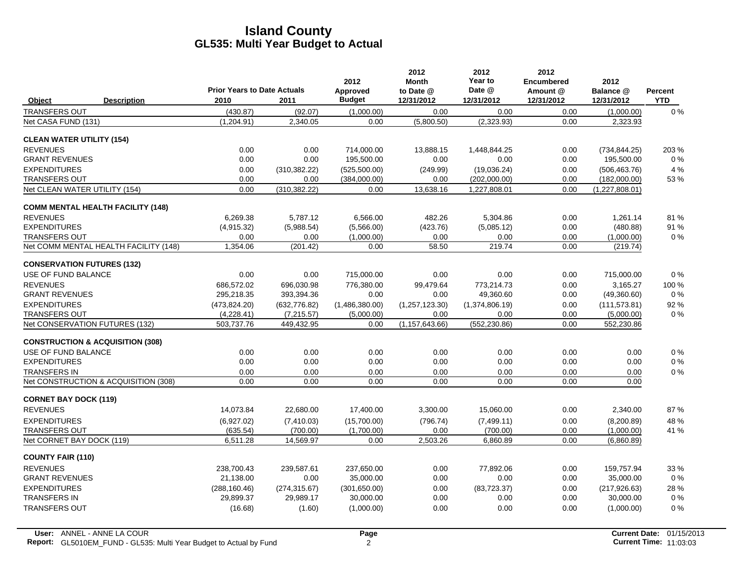# Island County
## GL535: Multi Year Budget to Actual

| Object | Description | Prior Years to Date Actuals 2010 | 2011 | 2012 Approved Budget | 2012 Month to Date @ 12/31/2012 | 2012 Year to Date @ 12/31/2012 | 2012 Encumbered Amount @ 12/31/2012 | 2012 Balance @ 12/31/2012 | Percent YTD |
|---|---|---|---|---|---|---|---|---|---|
| TRANSFERS OUT | | (430.87) | (92.07) | (1,000.00) | 0.00 | 0.00 | 0.00 | (1,000.00) | 0 % |
| Net CASA FUND (131) | | (1,204.91) | 2,340.05 | 0.00 | (5,800.50) | (2,323.93) | 0.00 | 2,323.93 | |
| **CLEAN WATER UTILITY (154)** | | | | | | | | | |
| REVENUES | | 0.00 | 0.00 | 714,000.00 | 13,888.15 | 1,448,844.25 | 0.00 | (734,844.25) | 203 % |
| GRANT REVENUES | | 0.00 | 0.00 | 195,500.00 | 0.00 | 0.00 | 0.00 | 195,500.00 | 0 % |
| EXPENDITURES | | 0.00 | (310,382.22) | (525,500.00) | (249.99) | (19,036.24) | 0.00 | (506,463.76) | 4 % |
| TRANSFERS OUT | | 0.00 | 0.00 | (384,000.00) | 0.00 | (202,000.00) | 0.00 | (182,000.00) | 53 % |
| Net CLEAN WATER UTILITY (154) | | 0.00 | (310,382.22) | 0.00 | 13,638.16 | 1,227,808.01 | 0.00 | (1,227,808.01) | |
| **COMM MENTAL HEALTH FACILITY (148)** | | | | | | | | | |
| REVENUES | | 6,269.38 | 5,787.12 | 6,566.00 | 482.26 | 5,304.86 | 0.00 | 1,261.14 | 81 % |
| EXPENDITURES | | (4,915.32) | (5,988.54) | (5,566.00) | (423.76) | (5,085.12) | 0.00 | (480.88) | 91 % |
| TRANSFERS OUT | | 0.00 | 0.00 | (1,000.00) | 0.00 | 0.00 | 0.00 | (1,000.00) | 0 % |
| Net COMM MENTAL HEALTH FACILITY (148) | | 1,354.06 | (201.42) | 0.00 | 58.50 | 219.74 | 0.00 | (219.74) | |
| **CONSERVATION FUTURES (132)** | | | | | | | | | |
| USE OF FUND BALANCE | | 0.00 | 0.00 | 715,000.00 | 0.00 | 0.00 | 0.00 | 715,000.00 | 0 % |
| REVENUES | | 686,572.02 | 696,030.98 | 776,380.00 | 99,479.64 | 773,214.73 | 0.00 | 3,165.27 | 100 % |
| GRANT REVENUES | | 295,218.35 | 393,394.36 | 0.00 | 0.00 | 49,360.60 | 0.00 | (49,360.60) | 0 % |
| EXPENDITURES | | (473,824.20) | (632,776.82) | (1,486,380.00) | (1,257,123.30) | (1,374,806.19) | 0.00 | (111,573.81) | 92 % |
| TRANSFERS OUT | | (4,228.41) | (7,215.57) | (5,000.00) | 0.00 | 0.00 | 0.00 | (5,000.00) | 0 % |
| Net CONSERVATION FUTURES (132) | | 503,737.76 | 449,432.95 | 0.00 | (1,157,643.66) | (552,230.86) | 0.00 | 552,230.86 | |
| **CONSTRUCTION & ACQUISITION (308)** | | | | | | | | | |
| USE OF FUND BALANCE | | 0.00 | 0.00 | 0.00 | 0.00 | 0.00 | 0.00 | 0.00 | 0 % |
| EXPENDITURES | | 0.00 | 0.00 | 0.00 | 0.00 | 0.00 | 0.00 | 0.00 | 0 % |
| TRANSFERS IN | | 0.00 | 0.00 | 0.00 | 0.00 | 0.00 | 0.00 | 0.00 | 0 % |
| Net CONSTRUCTION & ACQUISITION (308) | | 0.00 | 0.00 | 0.00 | 0.00 | 0.00 | 0.00 | 0.00 | |
| **CORNET BAY DOCK (119)** | | | | | | | | | |
| REVENUES | | 14,073.84 | 22,680.00 | 17,400.00 | 3,300.00 | 15,060.00 | 0.00 | 2,340.00 | 87 % |
| EXPENDITURES | | (6,927.02) | (7,410.03) | (15,700.00) | (796.74) | (7,499.11) | 0.00 | (8,200.89) | 48 % |
| TRANSFERS OUT | | (635.54) | (700.00) | (1,700.00) | 0.00 | (700.00) | 0.00 | (1,000.00) | 41 % |
| Net CORNET BAY DOCK (119) | | 6,511.28 | 14,569.97 | 0.00 | 2,503.26 | 6,860.89 | 0.00 | (6,860.89) | |
| **COUNTY FAIR (110)** | | | | | | | | | |
| REVENUES | | 238,700.43 | 239,587.61 | 237,650.00 | 0.00 | 77,892.06 | 0.00 | 159,757.94 | 33 % |
| GRANT REVENUES | | 21,138.00 | 0.00 | 35,000.00 | 0.00 | 0.00 | 0.00 | 35,000.00 | 0 % |
| EXPENDITURES | | (288,160.46) | (274,315.67) | (301,650.00) | 0.00 | (83,723.37) | 0.00 | (217,926.63) | 28 % |
| TRANSFERS IN | | 29,899.37 | 29,989.17 | 30,000.00 | 0.00 | 0.00 | 0.00 | 30,000.00 | 0 % |
| TRANSFERS OUT | | (16.68) | (1.60) | (1,000.00) | 0.00 | 0.00 | 0.00 | (1,000.00) | 0 % |

User: ANNEL - ANNE LA COUR
Report: GL5010EM_FUND - GL535: Multi Year Budget to Actual by Fund

Current Date: 01/15/2013
Current Time: 11:03:03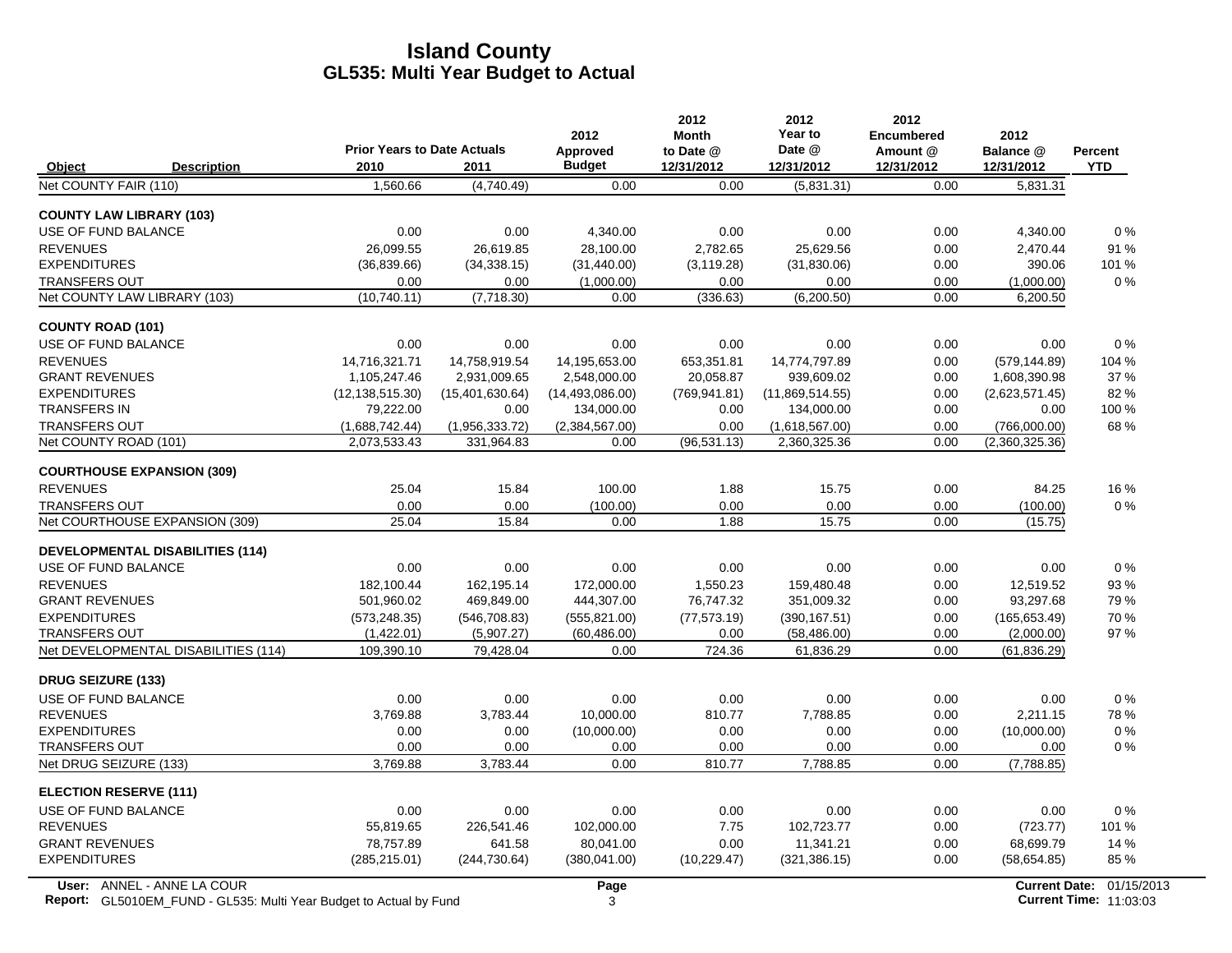# Island County
## GL535: Multi Year Budget to Actual

| Object | Description | Prior Years to Date Actuals 2010 | 2011 | 2012 Approved Budget | 2012 Month to Date @ 12/31/2012 | 2012 Year to Date @ 12/31/2012 | 2012 Encumbered Amount @ 12/31/2012 | 2012 Balance @ 12/31/2012 | Percent YTD |
|---|---|---|---|---|---|---|---|---|---|
| Net COUNTY FAIR (110) | | 1,560.66 | (4,740.49) | 0.00 | 0.00 | (5,831.31) | 0.00 | 5,831.31 | |
| **COUNTY LAW LIBRARY (103)** | | | | | | | | | |
| USE OF FUND BALANCE | | 0.00 | 0.00 | 4,340.00 | 0.00 | 0.00 | 0.00 | 4,340.00 | 0 % |
| REVENUES | | 26,099.55 | 26,619.85 | 28,100.00 | 2,782.65 | 25,629.56 | 0.00 | 2,470.44 | 91 % |
| EXPENDITURES | | (36,839.66) | (34,338.15) | (31,440.00) | (3,119.28) | (31,830.06) | 0.00 | 390.06 | 101 % |
| TRANSFERS OUT | | 0.00 | 0.00 | (1,000.00) | 0.00 | 0.00 | 0.00 | (1,000.00) | 0 % |
| Net COUNTY LAW LIBRARY (103) | | (10,740.11) | (7,718.30) | 0.00 | (336.63) | (6,200.50) | 0.00 | 6,200.50 | |
| **COUNTY ROAD (101)** | | | | | | | | | |
| USE OF FUND BALANCE | | 0.00 | 0.00 | 0.00 | 0.00 | 0.00 | 0.00 | 0.00 | 0 % |
| REVENUES | | 14,716,321.71 | 14,758,919.54 | 14,195,653.00 | 653,351.81 | 14,774,797.89 | 0.00 | (579,144.89) | 104 % |
| GRANT REVENUES | | 1,105,247.46 | 2,931,009.65 | 2,548,000.00 | 20,058.87 | 939,609.02 | 0.00 | 1,608,390.98 | 37 % |
| EXPENDITURES | | (12,138,515.30) | (15,401,630.64) | (14,493,086.00) | (769,941.81) | (11,869,514.55) | 0.00 | (2,623,571.45) | 82 % |
| TRANSFERS IN | | 79,222.00 | 0.00 | 134,000.00 | 0.00 | 134,000.00 | 0.00 | 0.00 | 100 % |
| TRANSFERS OUT | | (1,688,742.44) | (1,956,333.72) | (2,384,567.00) | 0.00 | (1,618,567.00) | 0.00 | (766,000.00) | 68 % |
| Net COUNTY ROAD (101) | | 2,073,533.43 | 331,964.83 | 0.00 | (96,531.13) | 2,360,325.36 | 0.00 | (2,360,325.36) | |
| **COURTHOUSE EXPANSION (309)** | | | | | | | | | |
| REVENUES | | 25.04 | 15.84 | 100.00 | 1.88 | 15.75 | 0.00 | 84.25 | 16 % |
| TRANSFERS OUT | | 0.00 | 0.00 | (100.00) | 0.00 | 0.00 | 0.00 | (100.00) | 0 % |
| Net COURTHOUSE EXPANSION (309) | | 25.04 | 15.84 | 0.00 | 1.88 | 15.75 | 0.00 | (15.75) | |
| **DEVELOPMENTAL DISABILITIES (114)** | | | | | | | | | |
| USE OF FUND BALANCE | | 0.00 | 0.00 | 0.00 | 0.00 | 0.00 | 0.00 | 0.00 | 0 % |
| REVENUES | | 182,100.44 | 162,195.14 | 172,000.00 | 1,550.23 | 159,480.48 | 0.00 | 12,519.52 | 93 % |
| GRANT REVENUES | | 501,960.02 | 469,849.00 | 444,307.00 | 76,747.32 | 351,009.32 | 0.00 | 93,297.68 | 79 % |
| EXPENDITURES | | (573,248.35) | (546,708.83) | (555,821.00) | (77,573.19) | (390,167.51) | 0.00 | (165,653.49) | 70 % |
| TRANSFERS OUT | | (1,422.01) | (5,907.27) | (60,486.00) | 0.00 | (58,486.00) | 0.00 | (2,000.00) | 97 % |
| Net DEVELOPMENTAL DISABILITIES (114) | | 109,390.10 | 79,428.04 | 0.00 | 724.36 | 61,836.29 | 0.00 | (61,836.29) | |
| **DRUG SEIZURE (133)** | | | | | | | | | |
| USE OF FUND BALANCE | | 0.00 | 0.00 | 0.00 | 0.00 | 0.00 | 0.00 | 0.00 | 0 % |
| REVENUES | | 3,769.88 | 3,783.44 | 10,000.00 | 810.77 | 7,788.85 | 0.00 | 2,211.15 | 78 % |
| EXPENDITURES | | 0.00 | 0.00 | (10,000.00) | 0.00 | 0.00 | 0.00 | (10,000.00) | 0 % |
| TRANSFERS OUT | | 0.00 | 0.00 | 0.00 | 0.00 | 0.00 | 0.00 | 0.00 | 0 % |
| Net DRUG SEIZURE (133) | | 3,769.88 | 3,783.44 | 0.00 | 810.77 | 7,788.85 | 0.00 | (7,788.85) | |
| **ELECTION RESERVE (111)** | | | | | | | | | |
| USE OF FUND BALANCE | | 0.00 | 0.00 | 0.00 | 0.00 | 0.00 | 0.00 | 0.00 | 0 % |
| REVENUES | | 55,819.65 | 226,541.46 | 102,000.00 | 7.75 | 102,723.77 | 0.00 | (723.77) | 101 % |
| GRANT REVENUES | | 78,757.89 | 641.58 | 80,041.00 | 0.00 | 11,341.21 | 0.00 | 68,699.79 | 14 % |
| EXPENDITURES | | (285,215.01) | (244,730.64) | (380,041.00) | (10,229.47) | (321,386.15) | 0.00 | (58,654.85) | 85 % |

User: ANNEL - ANNE LA COUR
Report: GL5010EM_FUND - GL535: Multi Year Budget to Actual by Fund
Current Date: 01/15/2013
Current Time: 11:03:03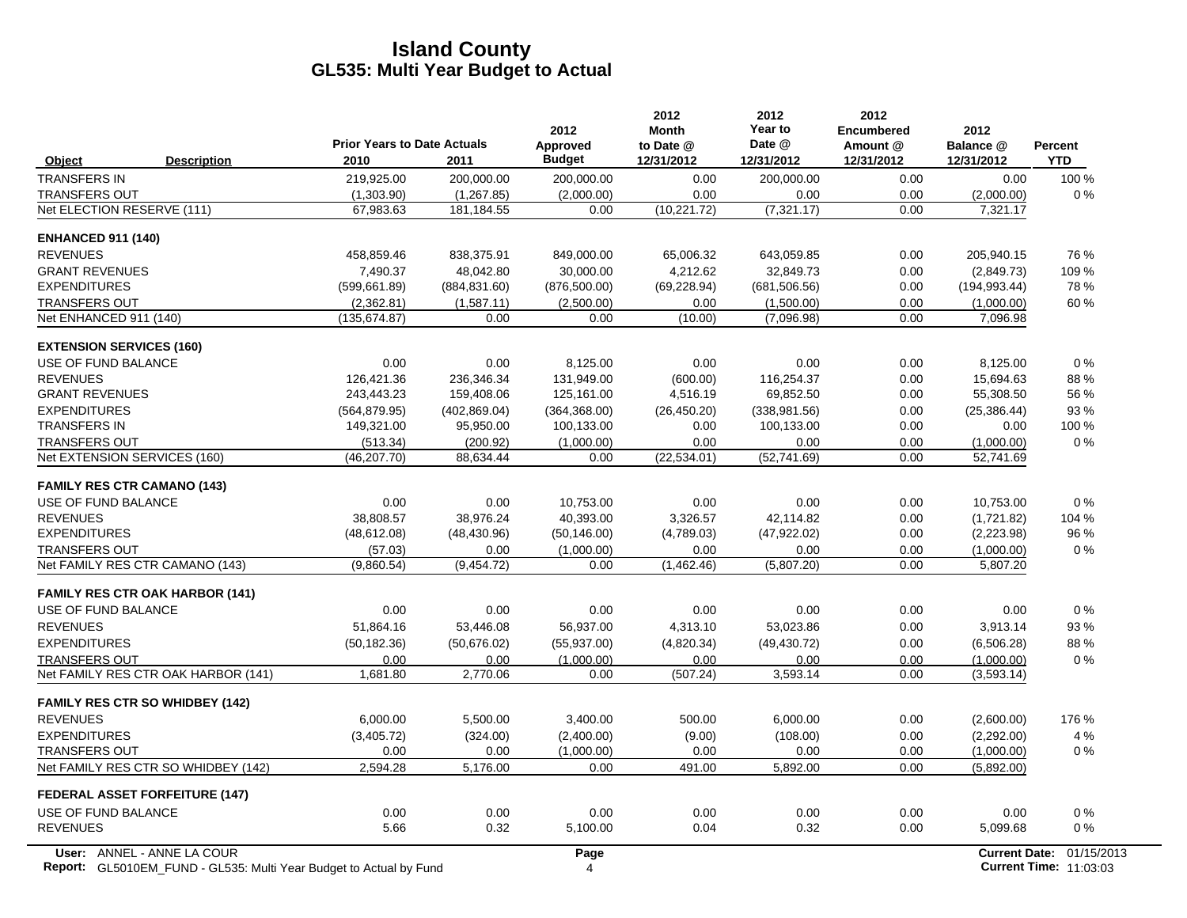# Island County
## GL535: Multi Year Budget to Actual

| Object | Description | Prior Years to Date Actuals 2010 | 2011 | 2012 Approved Budget | 2012 Month to Date @ 12/31/2012 | 2012 Year to Date @ 12/31/2012 | 2012 Encumbered Amount @ 12/31/2012 | 2012 Balance @ 12/31/2012 | Percent YTD |
|---|---|---|---|---|---|---|---|---|---|
| TRANSFERS IN | | 219,925.00 | 200,000.00 | 200,000.00 | 0.00 | 200,000.00 | 0.00 | 0.00 | 100 % |
| TRANSFERS OUT | | (1,303.90) | (1,267.85) | (2,000.00) | 0.00 | 0.00 | 0.00 | (2,000.00) | 0 % |
| Net ELECTION RESERVE (111) | | 67,983.63 | 181,184.55 | 0.00 | (10,221.72) | (7,321.17) | 0.00 | 7,321.17 | |
| **ENHANCED 911 (140)** | | | | | | | | | |
| REVENUES | | 458,859.46 | 838,375.91 | 849,000.00 | 65,006.32 | 643,059.85 | 0.00 | 205,940.15 | 76 % |
| GRANT REVENUES | | 7,490.37 | 48,042.80 | 30,000.00 | 4,212.62 | 32,849.73 | 0.00 | (2,849.73) | 109 % |
| EXPENDITURES | | (599,661.89) | (884,831.60) | (876,500.00) | (69,228.94) | (681,506.56) | 0.00 | (194,993.44) | 78 % |
| TRANSFERS OUT | | (2,362.81) | (1,587.11) | (2,500.00) | 0.00 | (1,500.00) | 0.00 | (1,000.00) | 60 % |
| Net ENHANCED 911 (140) | | (135,674.87) | 0.00 | 0.00 | (10.00) | (7,096.98) | 0.00 | 7,096.98 | |
| **EXTENSION SERVICES (160)** | | | | | | | | | |
| USE OF FUND BALANCE | | 0.00 | 0.00 | 8,125.00 | 0.00 | 0.00 | 0.00 | 8,125.00 | 0 % |
| REVENUES | | 126,421.36 | 236,346.34 | 131,949.00 | (600.00) | 116,254.37 | 0.00 | 15,694.63 | 88 % |
| GRANT REVENUES | | 243,443.23 | 159,408.06 | 125,161.00 | 4,516.19 | 69,852.50 | 0.00 | 55,308.50 | 56 % |
| EXPENDITURES | | (564,879.95) | (402,869.04) | (364,368.00) | (26,450.20) | (338,981.56) | 0.00 | (25,386.44) | 93 % |
| TRANSFERS IN | | 149,321.00 | 95,950.00 | 100,133.00 | 0.00 | 100,133.00 | 0.00 | 0.00 | 100 % |
| TRANSFERS OUT | | (513.34) | (200.92) | (1,000.00) | 0.00 | 0.00 | 0.00 | (1,000.00) | 0 % |
| Net EXTENSION SERVICES (160) | | (46,207.70) | 88,634.44 | 0.00 | (22,534.01) | (52,741.69) | 0.00 | 52,741.69 | |
| **FAMILY RES CTR CAMANO (143)** | | | | | | | | | |
| USE OF FUND BALANCE | | 0.00 | 0.00 | 10,753.00 | 0.00 | 0.00 | 0.00 | 10,753.00 | 0 % |
| REVENUES | | 38,808.57 | 38,976.24 | 40,393.00 | 3,326.57 | 42,114.82 | 0.00 | (1,721.82) | 104 % |
| EXPENDITURES | | (48,612.08) | (48,430.96) | (50,146.00) | (4,789.03) | (47,922.02) | 0.00 | (2,223.98) | 96 % |
| TRANSFERS OUT | | (57.03) | 0.00 | (1,000.00) | 0.00 | 0.00 | 0.00 | (1,000.00) | 0 % |
| Net FAMILY RES CTR CAMANO (143) | | (9,860.54) | (9,454.72) | 0.00 | (1,462.46) | (5,807.20) | 0.00 | 5,807.20 | |
| **FAMILY RES CTR OAK HARBOR (141)** | | | | | | | | | |
| USE OF FUND BALANCE | | 0.00 | 0.00 | 0.00 | 0.00 | 0.00 | 0.00 | 0.00 | 0 % |
| REVENUES | | 51,864.16 | 53,446.08 | 56,937.00 | 4,313.10 | 53,023.86 | 0.00 | 3,913.14 | 93 % |
| EXPENDITURES | | (50,182.36) | (50,676.02) | (55,937.00) | (4,820.34) | (49,430.72) | 0.00 | (6,506.28) | 88 % |
| TRANSFERS OUT | | 0.00 | 0.00 | (1,000.00) | 0.00 | 0.00 | 0.00 | (1,000.00) | 0 % |
| Net FAMILY RES CTR OAK HARBOR (141) | | 1,681.80 | 2,770.06 | 0.00 | (507.24) | 3,593.14 | 0.00 | (3,593.14) | |
| **FAMILY RES CTR SO WHIDBEY (142)** | | | | | | | | | |
| REVENUES | | 6,000.00 | 5,500.00 | 3,400.00 | 500.00 | 6,000.00 | 0.00 | (2,600.00) | 176 % |
| EXPENDITURES | | (3,405.72) | (324.00) | (2,400.00) | (9.00) | (108.00) | 0.00 | (2,292.00) | 4 % |
| TRANSFERS OUT | | 0.00 | 0.00 | (1,000.00) | 0.00 | 0.00 | 0.00 | (1,000.00) | 0 % |
| Net FAMILY RES CTR SO WHIDBEY (142) | | 2,594.28 | 5,176.00 | 0.00 | 491.00 | 5,892.00 | 0.00 | (5,892.00) | |
| **FEDERAL ASSET FORFEITURE (147)** | | | | | | | | | |
| USE OF FUND BALANCE | | 0.00 | 0.00 | 0.00 | 0.00 | 0.00 | 0.00 | 0.00 | 0 % |
| REVENUES | | 5.66 | 0.32 | 5,100.00 | 0.04 | 0.32 | 0.00 | 5,099.68 | 0 % |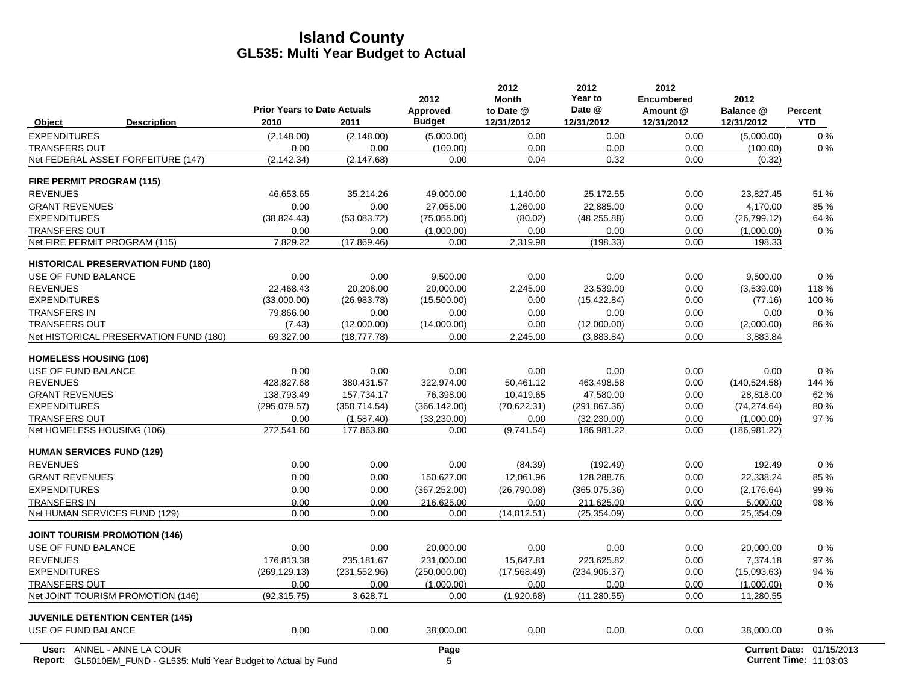# Island County
## GL535: Multi Year Budget to Actual

| Object | Description | Prior Years to Date Actuals 2010 | 2011 | 2012 Approved Budget | 2012 Month to Date @ 12/31/2012 | 2012 Year to Date @ 12/31/2012 | 2012 Encumbered Amount @ 12/31/2012 | 2012 Balance @ 12/31/2012 | Percent YTD |
|---|---|---|---|---|---|---|---|---|---|
| EXPENDITURES | | (2,148.00) | (2,148.00) | (5,000.00) | 0.00 | 0.00 | 0.00 | (5,000.00) | 0 % |
| TRANSFERS OUT | | 0.00 | 0.00 | (100.00) | 0.00 | 0.00 | 0.00 | (100.00) | 0 % |
| Net FEDERAL ASSET FORFEITURE (147) | | (2,142.34) | (2,147.68) | 0.00 | 0.04 | 0.32 | 0.00 | (0.32) | |
| **FIRE PERMIT PROGRAM (115)** | | | | | | | | | |
| REVENUES | | 46,653.65 | 35,214.26 | 49,000.00 | 1,140.00 | 25,172.55 | 0.00 | 23,827.45 | 51 % |
| GRANT REVENUES | | 0.00 | 0.00 | 27,055.00 | 1,260.00 | 22,885.00 | 0.00 | 4,170.00 | 85 % |
| EXPENDITURES | | (38,824.43) | (53,083.72) | (75,055.00) | (80.02) | (48,255.88) | 0.00 | (26,799.12) | 64 % |
| TRANSFERS OUT | | 0.00 | 0.00 | (1,000.00) | 0.00 | 0.00 | 0.00 | (1,000.00) | 0 % |
| Net FIRE PERMIT PROGRAM (115) | | 7,829.22 | (17,869.46) | 0.00 | 2,319.98 | (198.33) | 0.00 | 198.33 | |
| **HISTORICAL PRESERVATION FUND (180)** | | | | | | | | | |
| USE OF FUND BALANCE | | 0.00 | 0.00 | 9,500.00 | 0.00 | 0.00 | 0.00 | 9,500.00 | 0 % |
| REVENUES | | 22,468.43 | 20,206.00 | 20,000.00 | 2,245.00 | 23,539.00 | 0.00 | (3,539.00) | 118 % |
| EXPENDITURES | | (33,000.00) | (26,983.78) | (15,500.00) | 0.00 | (15,422.84) | 0.00 | (77.16) | 100 % |
| TRANSFERS IN | | 79,866.00 | 0.00 | 0.00 | 0.00 | 0.00 | 0.00 | 0.00 | 0 % |
| TRANSFERS OUT | | (7.43) | (12,000.00) | (14,000.00) | 0.00 | (12,000.00) | 0.00 | (2,000.00) | 86 % |
| Net HISTORICAL PRESERVATION FUND (180) | | 69,327.00 | (18,777.78) | 0.00 | 2,245.00 | (3,883.84) | 0.00 | 3,883.84 | |
| **HOMELESS HOUSING (106)** | | | | | | | | | |
| USE OF FUND BALANCE | | 0.00 | 0.00 | 0.00 | 0.00 | 0.00 | 0.00 | 0.00 | 0 % |
| REVENUES | | 428,827.68 | 380,431.57 | 322,974.00 | 50,461.12 | 463,498.58 | 0.00 | (140,524.58) | 144 % |
| GRANT REVENUES | | 138,793.49 | 157,734.17 | 76,398.00 | 10,419.65 | 47,580.00 | 0.00 | 28,818.00 | 62 % |
| EXPENDITURES | | (295,079.57) | (358,714.54) | (366,142.00) | (70,622.31) | (291,867.36) | 0.00 | (74,274.64) | 80 % |
| TRANSFERS OUT | | 0.00 | (1,587.40) | (33,230.00) | 0.00 | (32,230.00) | 0.00 | (1,000.00) | 97 % |
| Net HOMELESS HOUSING (106) | | 272,541.60 | 177,863.80 | 0.00 | (9,741.54) | 186,981.22 | 0.00 | (186,981.22) | |
| **HUMAN SERVICES FUND (129)** | | | | | | | | | |
| REVENUES | | 0.00 | 0.00 | 0.00 | (84.39) | (192.49) | 0.00 | 192.49 | 0 % |
| GRANT REVENUES | | 0.00 | 0.00 | 150,627.00 | 12,061.96 | 128,288.76 | 0.00 | 22,338.24 | 85 % |
| EXPENDITURES | | 0.00 | 0.00 | (367,252.00) | (26,790.08) | (365,075.36) | 0.00 | (2,176.64) | 99 % |
| TRANSFERS IN | | 0.00 | 0.00 | 216,625.00 | 0.00 | 211,625.00 | 0.00 | 5,000.00 | 98 % |
| Net HUMAN SERVICES FUND (129) | | 0.00 | 0.00 | 0.00 | (14,812.51) | (25,354.09) | 0.00 | 25,354.09 | |
| **JOINT TOURISM PROMOTION (146)** | | | | | | | | | |
| USE OF FUND BALANCE | | 0.00 | 0.00 | 20,000.00 | 0.00 | 0.00 | 0.00 | 20,000.00 | 0 % |
| REVENUES | | 176,813.38 | 235,181.67 | 231,000.00 | 15,647.81 | 223,625.82 | 0.00 | 7,374.18 | 97 % |
| EXPENDITURES | | (269,129.13) | (231,552.96) | (250,000.00) | (17,568.49) | (234,906.37) | 0.00 | (15,093.63) | 94 % |
| TRANSFERS OUT | | 0.00 | 0.00 | (1,000.00) | 0.00 | 0.00 | 0.00 | (1,000.00) | 0 % |
| Net JOINT TOURISM PROMOTION (146) | | (92,315.75) | 3,628.71 | 0.00 | (1,920.68) | (11,280.55) | 0.00 | 11,280.55 | |
| **JUVENILE DETENTION CENTER (145)** | | | | | | | | | |
| USE OF FUND BALANCE | | 0.00 | 0.00 | 38,000.00 | 0.00 | 0.00 | 0.00 | 38,000.00 | 0 % |

**User:** ANNEL - ANNE LA COUR
**Report:** GL5010EM_FUND - GL535: Multi Year Budget to Actual by Fund
**Current Date:** 01/15/2013
**Current Time:** 11:03:03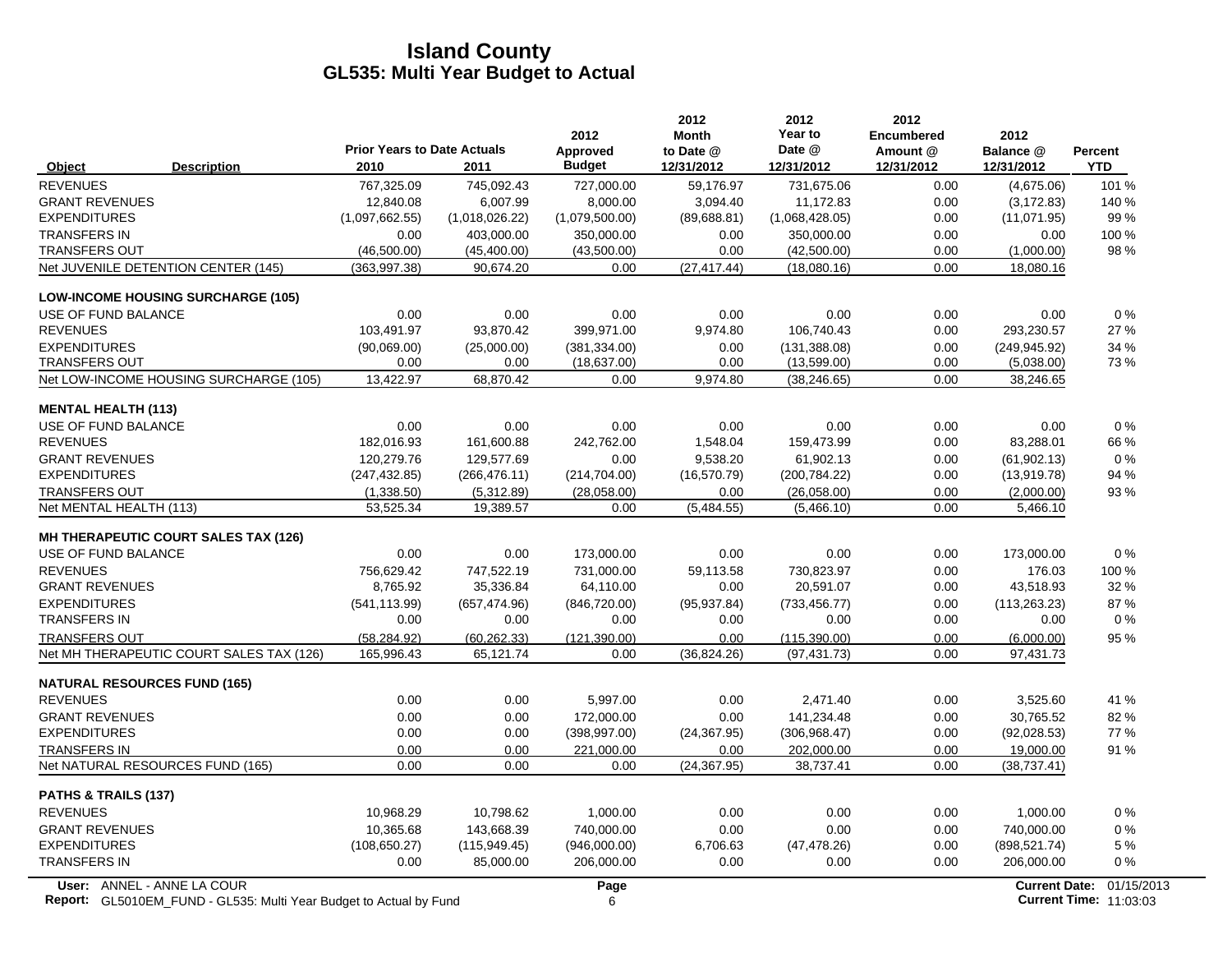# Island County
## GL535: Multi Year Budget to Actual

| Object | Description | Prior Years to Date Actuals 2010 | 2011 | 2012 Approved Budget | 2012 Month to Date @ 12/31/2012 | 2012 Year to Date @ 12/31/2012 | 2012 Encumbered Amount @ 12/31/2012 | 2012 Balance @ 12/31/2012 | Percent YTD |
|---|---|---|---|---|---|---|---|---|---|
| REVENUES | | 767,325.09 | 745,092.43 | 727,000.00 | 59,176.97 | 731,675.06 | 0.00 | (4,675.06) | 101 % |
| GRANT REVENUES | | 12,840.08 | 6,007.99 | 8,000.00 | 3,094.40 | 11,172.83 | 0.00 | (3,172.83) | 140 % |
| EXPENDITURES | | (1,097,662.55) | (1,018,026.22) | (1,079,500.00) | (89,688.81) | (1,068,428.05) | 0.00 | (11,071.95) | 99 % |
| TRANSFERS IN | | 0.00 | 403,000.00 | 350,000.00 | 0.00 | 350,000.00 | 0.00 | 0.00 | 100 % |
| TRANSFERS OUT | | (46,500.00) | (45,400.00) | (43,500.00) | 0.00 | (42,500.00) | 0.00 | (1,000.00) | 98 % |
| Net JUVENILE DETENTION CENTER (145) | | (363,997.38) | 90,674.20 | 0.00 | (27,417.44) | (18,080.16) | 0.00 | 18,080.16 | |
| **LOW-INCOME HOUSING SURCHARGE (105)** | | | | | | | | | |
| USE OF FUND BALANCE | | 0.00 | 0.00 | 0.00 | 0.00 | 0.00 | 0.00 | 0.00 | 0 % |
| REVENUES | | 103,491.97 | 93,870.42 | 399,971.00 | 9,974.80 | 106,740.43 | 0.00 | 293,230.57 | 27 % |
| EXPENDITURES | | (90,069.00) | (25,000.00) | (381,334.00) | 0.00 | (131,388.08) | 0.00 | (249,945.92) | 34 % |
| TRANSFERS OUT | | 0.00 | 0.00 | (18,637.00) | 0.00 | (13,599.00) | 0.00 | (5,038.00) | 73 % |
| Net LOW-INCOME HOUSING SURCHARGE (105) | | 13,422.97 | 68,870.42 | 0.00 | 9,974.80 | (38,246.65) | 0.00 | 38,246.65 | |
| **MENTAL HEALTH (113)** | | | | | | | | | |
| USE OF FUND BALANCE | | 0.00 | 0.00 | 0.00 | 0.00 | 0.00 | 0.00 | 0.00 | 0 % |
| REVENUES | | 182,016.93 | 161,600.88 | 242,762.00 | 1,548.04 | 159,473.99 | 0.00 | 83,288.01 | 66 % |
| GRANT REVENUES | | 120,279.76 | 129,577.69 | 0.00 | 9,538.20 | 61,902.13 | 0.00 | (61,902.13) | 0 % |
| EXPENDITURES | | (247,432.85) | (266,476.11) | (214,704.00) | (16,570.79) | (200,784.22) | 0.00 | (13,919.78) | 94 % |
| TRANSFERS OUT | | (1,338.50) | (5,312.89) | (28,058.00) | 0.00 | (26,058.00) | 0.00 | (2,000.00) | 93 % |
| Net MENTAL HEALTH (113) | | 53,525.34 | 19,389.57 | 0.00 | (5,484.55) | (5,466.10) | 0.00 | 5,466.10 | |
| **MH THERAPEUTIC COURT SALES TAX (126)** | | | | | | | | | |
| USE OF FUND BALANCE | | 0.00 | 0.00 | 173,000.00 | 0.00 | 0.00 | 0.00 | 173,000.00 | 0 % |
| REVENUES | | 756,629.42 | 747,522.19 | 731,000.00 | 59,113.58 | 730,823.97 | 0.00 | 176.03 | 100 % |
| GRANT REVENUES | | 8,765.92 | 35,336.84 | 64,110.00 | 0.00 | 20,591.07 | 0.00 | 43,518.93 | 32 % |
| EXPENDITURES | | (541,113.99) | (657,474.96) | (846,720.00) | (95,937.84) | (733,456.77) | 0.00 | (113,263.23) | 87 % |
| TRANSFERS IN | | 0.00 | 0.00 | 0.00 | 0.00 | 0.00 | 0.00 | 0.00 | 0 % |
| TRANSFERS OUT | | (58,284.92) | (60,262.33) | (121,390.00) | 0.00 | (115,390.00) | 0.00 | (6,000.00) | 95 % |
| Net MH THERAPEUTIC COURT SALES TAX (126) | | 165,996.43 | 65,121.74 | 0.00 | (36,824.26) | (97,431.73) | 0.00 | 97,431.73 | |
| **NATURAL RESOURCES FUND (165)** | | | | | | | | | |
| REVENUES | | 0.00 | 0.00 | 5,997.00 | 0.00 | 2,471.40 | 0.00 | 3,525.60 | 41 % |
| GRANT REVENUES | | 0.00 | 0.00 | 172,000.00 | 0.00 | 141,234.48 | 0.00 | 30,765.52 | 82 % |
| EXPENDITURES | | 0.00 | 0.00 | (398,997.00) | (24,367.95) | (306,968.47) | 0.00 | (92,028.53) | 77 % |
| TRANSFERS IN | | 0.00 | 0.00 | 221,000.00 | 0.00 | 202,000.00 | 0.00 | 19,000.00 | 91 % |
| Net NATURAL RESOURCES FUND (165) | | 0.00 | 0.00 | 0.00 | (24,367.95) | 38,737.41 | 0.00 | (38,737.41) | |
| **PATHS & TRAILS (137)** | | | | | | | | | |
| REVENUES | | 10,968.29 | 10,798.62 | 1,000.00 | 0.00 | 0.00 | 0.00 | 1,000.00 | 0 % |
| GRANT REVENUES | | 10,365.68 | 143,668.39 | 740,000.00 | 0.00 | 0.00 | 0.00 | 740,000.00 | 0 % |
| EXPENDITURES | | (108,650.27) | (115,949.45) | (946,000.00) | 6,706.63 | (47,478.26) | 0.00 | (898,521.74) | 5 % |
| TRANSFERS IN | | 0.00 | 85,000.00 | 206,000.00 | 0.00 | 0.00 | 0.00 | 206,000.00 | 0 % |

User: ANNEL - ANNE LA COUR
Report: GL5010EM_FUND - GL535: Multi Year Budget to Actual by Fund
Page 6
Current Date: 01/15/2013
Current Time: 11:03:03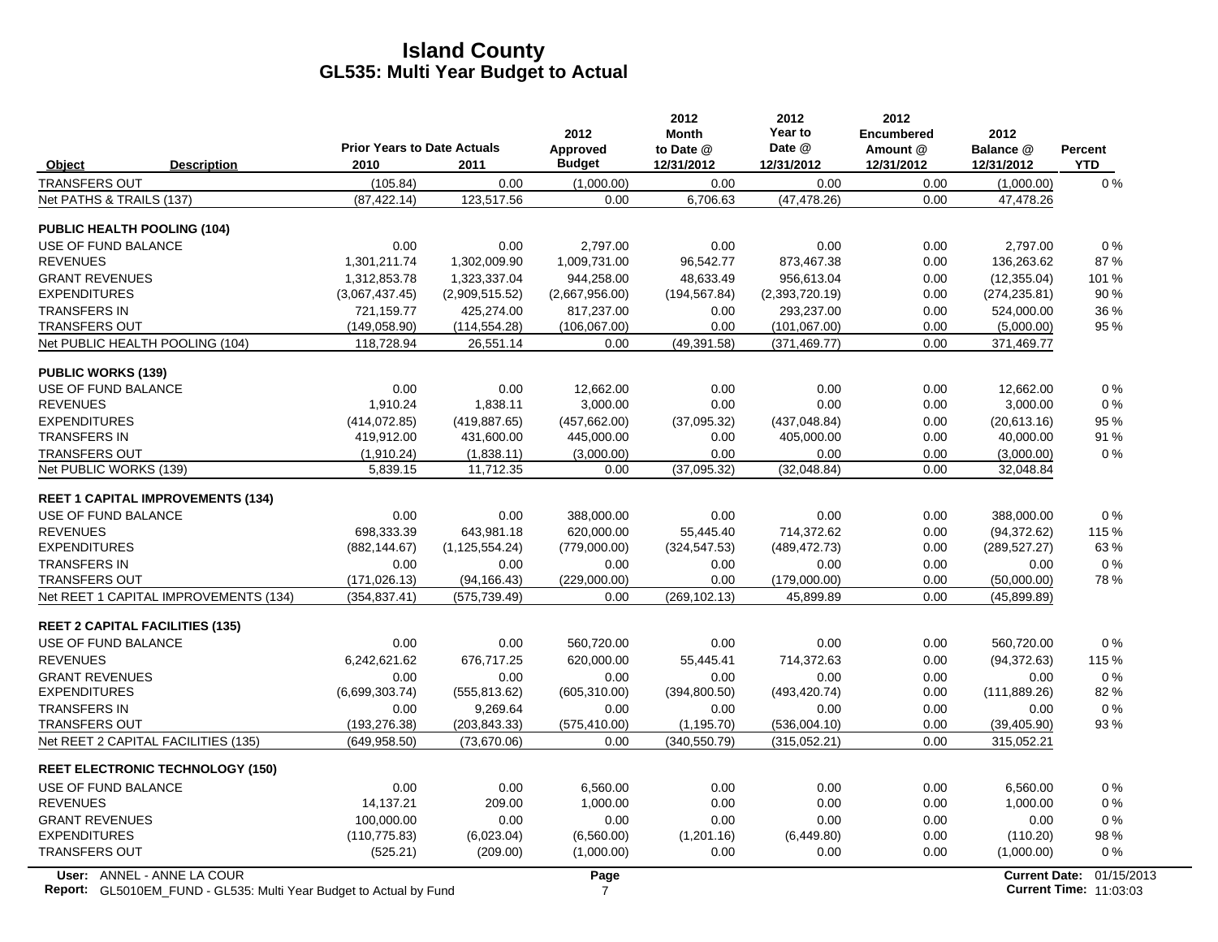# Island County
## GL535: Multi Year Budget to Actual

| Object | Description | Prior Years to Date Actuals 2010 | Prior Years to Date Actuals 2011 | 2012 Approved Budget | 2012 Month to Date @ 12/31/2012 | 2012 Year to Date @ 12/31/2012 | 2012 Encumbered Amount @ 12/31/2012 | 2012 Balance @ 12/31/2012 | Percent YTD |
|---|---|---|---|---|---|---|---|---|---|
| TRANSFERS OUT | | (105.84) | 0.00 | (1,000.00) | 0.00 | 0.00 | 0.00 | (1,000.00) | 0 % |
| Net PATHS & TRAILS (137) | | (87,422.14) | 123,517.56 | 0.00 | 6,706.63 | (47,478.26) | 0.00 | 47,478.26 | |
| **PUBLIC HEALTH POOLING (104)** | | | | | | | | | |
| USE OF FUND BALANCE | | 0.00 | 0.00 | 2,797.00 | 0.00 | 0.00 | 0.00 | 2,797.00 | 0 % |
| REVENUES | | 1,301,211.74 | 1,302,009.90 | 1,009,731.00 | 96,542.77 | 873,467.38 | 0.00 | 136,263.62 | 87 % |
| GRANT REVENUES | | 1,312,853.78 | 1,323,337.04 | 944,258.00 | 48,633.49 | 956,613.04 | 0.00 | (12,355.04) | 101 % |
| EXPENDITURES | | (3,067,437.45) | (2,909,515.52) | (2,667,956.00) | (194,567.84) | (2,393,720.19) | 0.00 | (274,235.81) | 90 % |
| TRANSFERS IN | | 721,159.77 | 425,274.00 | 817,237.00 | 0.00 | 293,237.00 | 0.00 | 524,000.00 | 36 % |
| TRANSFERS OUT | | (149,058.90) | (114,554.28) | (106,067.00) | 0.00 | (101,067.00) | 0.00 | (5,000.00) | 95 % |
| Net PUBLIC HEALTH POOLING (104) | | 118,728.94 | 26,551.14 | 0.00 | (49,391.58) | (371,469.77) | 0.00 | 371,469.77 | |
| **PUBLIC WORKS (139)** | | | | | | | | | |
| USE OF FUND BALANCE | | 0.00 | 0.00 | 12,662.00 | 0.00 | 0.00 | 0.00 | 12,662.00 | 0 % |
| REVENUES | | 1,910.24 | 1,838.11 | 3,000.00 | 0.00 | 0.00 | 0.00 | 3,000.00 | 0 % |
| EXPENDITURES | | (414,072.85) | (419,887.65) | (457,662.00) | (37,095.32) | (437,048.84) | 0.00 | (20,613.16) | 95 % |
| TRANSFERS IN | | 419,912.00 | 431,600.00 | 445,000.00 | 0.00 | 405,000.00 | 0.00 | 40,000.00 | 91 % |
| TRANSFERS OUT | | (1,910.24) | (1,838.11) | (3,000.00) | 0.00 | 0.00 | 0.00 | (3,000.00) | 0 % |
| Net PUBLIC WORKS (139) | | 5,839.15 | 11,712.35 | 0.00 | (37,095.32) | (32,048.84) | 0.00 | 32,048.84 | |
| **REET 1 CAPITAL IMPROVEMENTS (134)** | | | | | | | | | |
| USE OF FUND BALANCE | | 0.00 | 0.00 | 388,000.00 | 0.00 | 0.00 | 0.00 | 388,000.00 | 0 % |
| REVENUES | | 698,333.39 | 643,981.18 | 620,000.00 | 55,445.40 | 714,372.62 | 0.00 | (94,372.62) | 115 % |
| EXPENDITURES | | (882,144.67) | (1,125,554.24) | (779,000.00) | (324,547.53) | (489,472.73) | 0.00 | (289,527.27) | 63 % |
| TRANSFERS IN | | 0.00 | 0.00 | 0.00 | 0.00 | 0.00 | 0.00 | 0.00 | 0 % |
| TRANSFERS OUT | | (171,026.13) | (94,166.43) | (229,000.00) | 0.00 | (179,000.00) | 0.00 | (50,000.00) | 78 % |
| Net REET 1 CAPITAL IMPROVEMENTS (134) | | (354,837.41) | (575,739.49) | 0.00 | (269,102.13) | 45,899.89 | 0.00 | (45,899.89) | |
| **REET 2 CAPITAL FACILITIES (135)** | | | | | | | | | |
| USE OF FUND BALANCE | | 0.00 | 0.00 | 560,720.00 | 0.00 | 0.00 | 0.00 | 560,720.00 | 0 % |
| REVENUES | | 6,242,621.62 | 676,717.25 | 620,000.00 | 55,445.41 | 714,372.63 | 0.00 | (94,372.63) | 115 % |
| GRANT REVENUES | | 0.00 | 0.00 | 0.00 | 0.00 | 0.00 | 0.00 | 0.00 | 0 % |
| EXPENDITURES | | (6,699,303.74) | (555,813.62) | (605,310.00) | (394,800.50) | (493,420.74) | 0.00 | (111,889.26) | 82 % |
| TRANSFERS IN | | 0.00 | 9,269.64 | 0.00 | 0.00 | 0.00 | 0.00 | 0.00 | 0 % |
| TRANSFERS OUT | | (193,276.38) | (203,843.33) | (575,410.00) | (1,195.70) | (536,004.10) | 0.00 | (39,405.90) | 93 % |
| Net REET 2 CAPITAL FACILITIES (135) | | (649,958.50) | (73,670.06) | 0.00 | (340,550.79) | (315,052.21) | 0.00 | 315,052.21 | |
| **REET ELECTRONIC TECHNOLOGY (150)** | | | | | | | | | |
| USE OF FUND BALANCE | | 0.00 | 0.00 | 6,560.00 | 0.00 | 0.00 | 0.00 | 6,560.00 | 0 % |
| REVENUES | | 14,137.21 | 209.00 | 1,000.00 | 0.00 | 0.00 | 0.00 | 1,000.00 | 0 % |
| GRANT REVENUES | | 100,000.00 | 0.00 | 0.00 | 0.00 | 0.00 | 0.00 | 0.00 | 0 % |
| EXPENDITURES | | (110,775.83) | (6,023.04) | (6,560.00) | (1,201.16) | (6,449.80) | 0.00 | (110.20) | 98 % |
| TRANSFERS OUT | | (525.21) | (209.00) | (1,000.00) | 0.00 | 0.00 | 0.00 | (1,000.00) | 0 % |

User: ANNEL - ANNE LA COUR
Report: GL5010EM_FUND - GL535: Multi Year Budget to Actual by Fund
Page 7
Current Date: 01/15/2013
Current Time: 11:03:03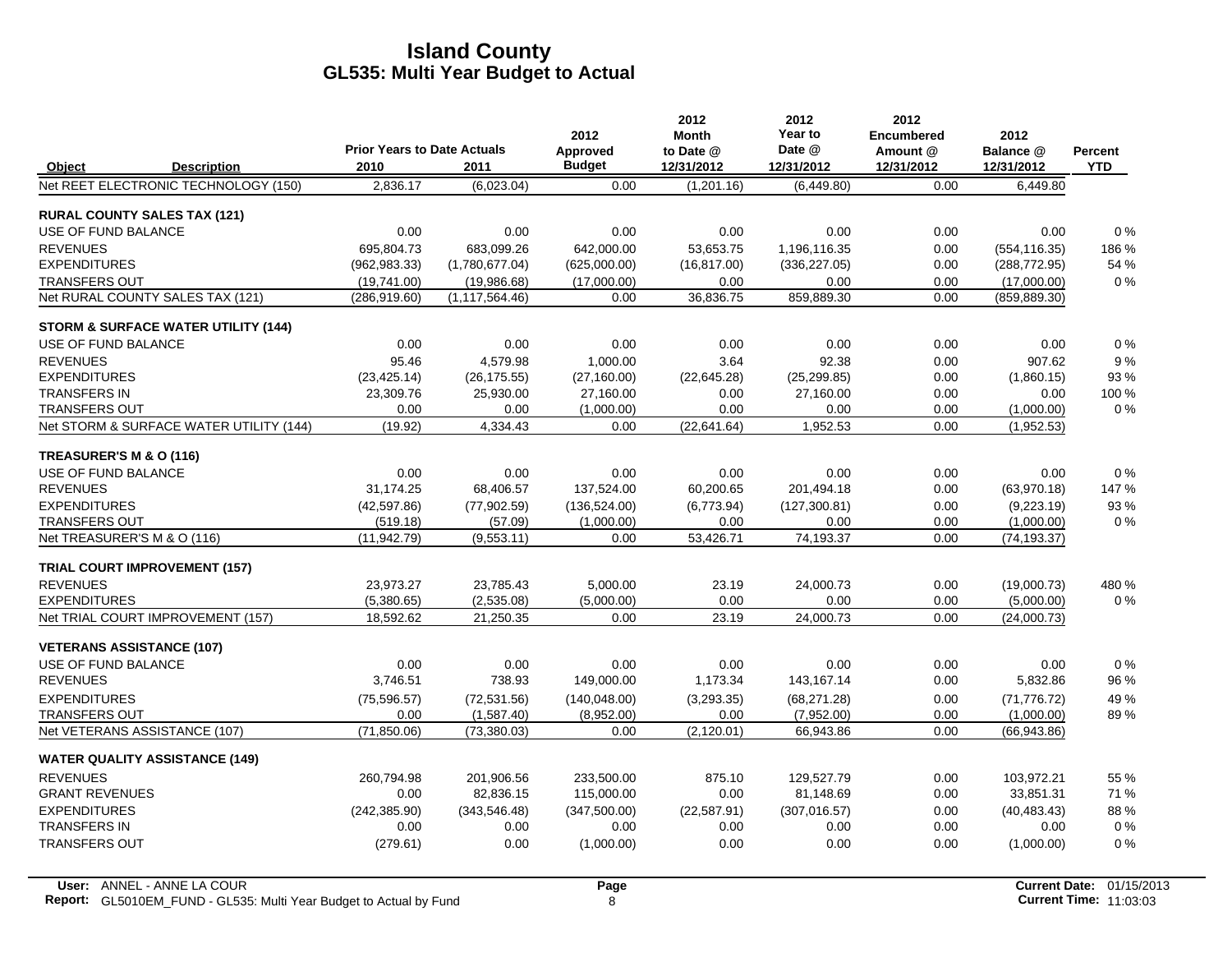# Island County
## GL535: Multi Year Budget to Actual

| Object | Description | Prior Years to Date Actuals 2010 | 2011 | 2012 Approved Budget | 2012 Month to Date @ 12/31/2012 | 2012 Year to Date @ 12/31/2012 | 2012 Encumbered Amount @ 12/31/2012 | 2012 Balance @ 12/31/2012 | Percent YTD |
|---|---|---|---|---|---|---|---|---|---|
| Net REET ELECTRONIC TECHNOLOGY (150) | | 2,836.17 | (6,023.04) | 0.00 | (1,201.16) | (6,449.80) | 0.00 | 6,449.80 | |
| **RURAL COUNTY SALES TAX (121)** | | | | | | | | | |
| USE OF FUND BALANCE | | 0.00 | 0.00 | 0.00 | 0.00 | 0.00 | 0.00 | 0.00 | 0 % |
| REVENUES | | 695,804.73 | 683,099.26 | 642,000.00 | 53,653.75 | 1,196,116.35 | 0.00 | (554,116.35) | 186 % |
| EXPENDITURES | | (962,983.33) | (1,780,677.04) | (625,000.00) | (16,817.00) | (336,227.05) | 0.00 | (288,772.95) | 54 % |
| TRANSFERS OUT | | (19,741.00) | (19,986.68) | (17,000.00) | 0.00 | 0.00 | 0.00 | (17,000.00) | 0 % |
| Net RURAL COUNTY SALES TAX (121) | | (286,919.60) | (1,117,564.46) | 0.00 | 36,836.75 | 859,889.30 | 0.00 | (859,889.30) | |
| **STORM & SURFACE WATER UTILITY (144)** | | | | | | | | | |
| USE OF FUND BALANCE | | 0.00 | 0.00 | 0.00 | 0.00 | 0.00 | 0.00 | 0.00 | 0 % |
| REVENUES | | 95.46 | 4,579.98 | 1,000.00 | 3.64 | 92.38 | 0.00 | 907.62 | 9 % |
| EXPENDITURES | | (23,425.14) | (26,175.55) | (27,160.00) | (22,645.28) | (25,299.85) | 0.00 | (1,860.15) | 93 % |
| TRANSFERS IN | | 23,309.76 | 25,930.00 | 27,160.00 | 0.00 | 27,160.00 | 0.00 | 0.00 | 100 % |
| TRANSFERS OUT | | 0.00 | 0.00 | (1,000.00) | 0.00 | 0.00 | 0.00 | (1,000.00) | 0 % |
| Net STORM & SURFACE WATER UTILITY (144) | | (19.92) | 4,334.43 | 0.00 | (22,641.64) | 1,952.53 | 0.00 | (1,952.53) | |
| **TREASURER'S M & O (116)** | | | | | | | | | |
| USE OF FUND BALANCE | | 0.00 | 0.00 | 0.00 | 0.00 | 0.00 | 0.00 | 0.00 | 0 % |
| REVENUES | | 31,174.25 | 68,406.57 | 137,524.00 | 60,200.65 | 201,494.18 | 0.00 | (63,970.18) | 147 % |
| EXPENDITURES | | (42,597.86) | (77,902.59) | (136,524.00) | (6,773.94) | (127,300.81) | 0.00 | (9,223.19) | 93 % |
| TRANSFERS OUT | | (519.18) | (57.09) | (1,000.00) | 0.00 | 0.00 | 0.00 | (1,000.00) | 0 % |
| Net TREASURER'S M & O (116) | | (11,942.79) | (9,553.11) | 0.00 | 53,426.71 | 74,193.37 | 0.00 | (74,193.37) | |
| **TRIAL COURT IMPROVEMENT (157)** | | | | | | | | | |
| REVENUES | | 23,973.27 | 23,785.43 | 5,000.00 | 23.19 | 24,000.73 | 0.00 | (19,000.73) | 480 % |
| EXPENDITURES | | (5,380.65) | (2,535.08) | (5,000.00) | 0.00 | 0.00 | 0.00 | (5,000.00) | 0 % |
| Net TRIAL COURT IMPROVEMENT (157) | | 18,592.62 | 21,250.35 | 0.00 | 23.19 | 24,000.73 | 0.00 | (24,000.73) | |
| **VETERANS ASSISTANCE (107)** | | | | | | | | | |
| USE OF FUND BALANCE | | 0.00 | 0.00 | 0.00 | 0.00 | 0.00 | 0.00 | 0.00 | 0 % |
| REVENUES | | 3,746.51 | 738.93 | 149,000.00 | 1,173.34 | 143,167.14 | 0.00 | 5,832.86 | 96 % |
| EXPENDITURES | | (75,596.57) | (72,531.56) | (140,048.00) | (3,293.35) | (68,271.28) | 0.00 | (71,776.72) | 49 % |
| TRANSFERS OUT | | 0.00 | (1,587.40) | (8,952.00) | 0.00 | (7,952.00) | 0.00 | (1,000.00) | 89 % |
| Net VETERANS ASSISTANCE (107) | | (71,850.06) | (73,380.03) | 0.00 | (2,120.01) | 66,943.86 | 0.00 | (66,943.86) | |
| **WATER QUALITY ASSISTANCE (149)** | | | | | | | | | |
| REVENUES | | 260,794.98 | 201,906.56 | 233,500.00 | 875.10 | 129,527.79 | 0.00 | 103,972.21 | 55 % |
| GRANT REVENUES | | 0.00 | 82,836.15 | 115,000.00 | 0.00 | 81,148.69 | 0.00 | 33,851.31 | 71 % |
| EXPENDITURES | | (242,385.90) | (343,546.48) | (347,500.00) | (22,587.91) | (307,016.57) | 0.00 | (40,483.43) | 88 % |
| TRANSFERS IN | | 0.00 | 0.00 | 0.00 | 0.00 | 0.00 | 0.00 | 0.00 | 0 % |
| TRANSFERS OUT | | (279.61) | 0.00 | (1,000.00) | 0.00 | 0.00 | 0.00 | (1,000.00) | 0 % |

User: ANNEL - ANNE LA COUR
Report: GL5010EM_FUND - GL535: Multi Year Budget to Actual by Fund
Current Date: 01/15/2013
Current Time: 11:03:03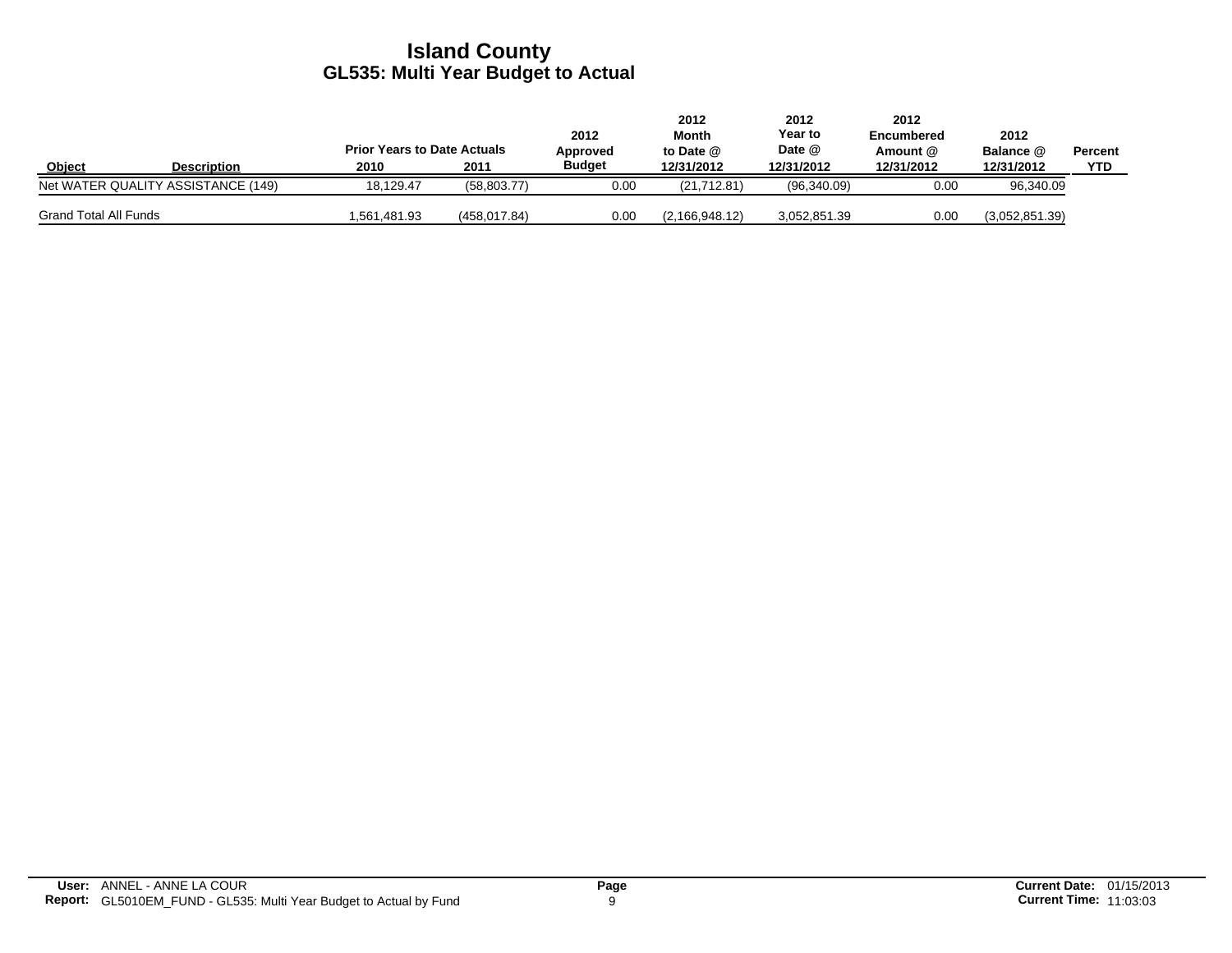# Island County
## GL535: Multi Year Budget to Actual

| Object | Description | Prior Years to Date Actuals 2010 | Prior Years to Date Actuals 2011 | 2012 Approved Budget | 2012 Month to Date @ 12/31/2012 | 2012 Year to Date @ 12/31/2012 | 2012 Encumbered Amount @ 12/31/2012 | 2012 Balance @ 12/31/2012 | Percent YTD |
|---|---|---|---|---|---|---|---|---|---|
| Net WATER QUALITY ASSISTANCE (149) | | 18,129.47 | (58,803.77) | 0.00 | (21,712.81) | (96,340.09) | 0.00 | 96,340.09 | |
| Grand Total All Funds | | 1,561,481.93 | (458,017.84) | 0.00 | (2,166,948.12) | 3,052,851.39 | 0.00 | (3,052,851.39) | |

**User:** ANNEL - ANNE LA COUR
**Report:** GL5010EM_FUND - GL535: Multi Year Budget to Actual by Fund
**Current Date:** 01/15/2013
**Current Time:** 11:03:03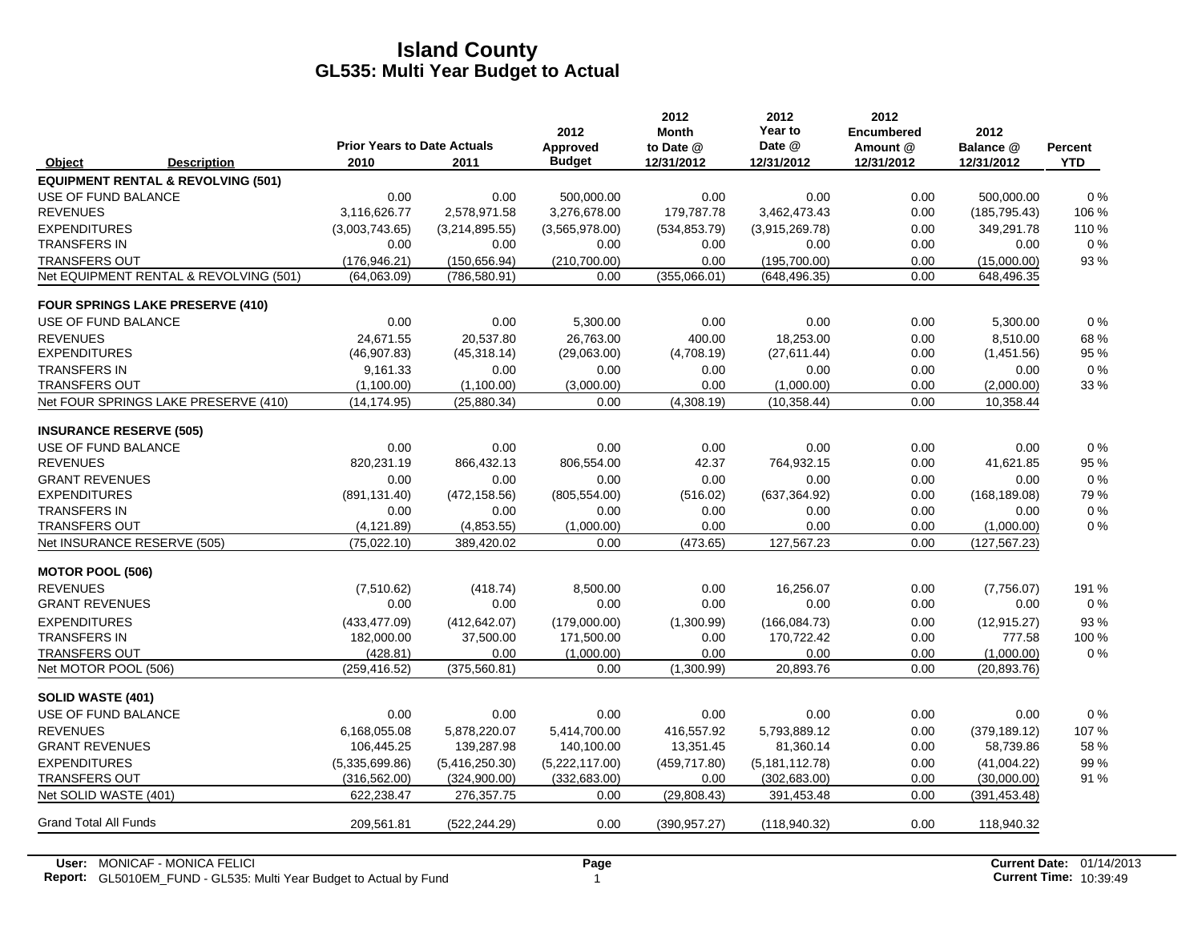# Island County
## GL535: Multi Year Budget to Actual

| Object | Description | Prior Years to Date Actuals 2010 | 2011 | 2012 Approved Budget | 2012 Month to Date @ 12/31/2012 | 2012 Year to Date @ 12/31/2012 | 2012 Encumbered Amount @ 12/31/2012 | 2012 Balance @ 12/31/2012 | Percent YTD |
|---|---|---|---|---|---|---|---|---|---|
| **EQUIPMENT RENTAL & REVOLVING (501)** | | | | | | | | | |
| USE OF FUND BALANCE | | 0.00 | 0.00 | 500,000.00 | 0.00 | 0.00 | 0.00 | 500,000.00 | 0 % |
| REVENUES | | 3,116,626.77 | 2,578,971.58 | 3,276,678.00 | 179,787.78 | 3,462,473.43 | 0.00 | (185,795.43) | 106 % |
| EXPENDITURES | | (3,003,743.65) | (3,214,895.55) | (3,565,978.00) | (534,853.79) | (3,915,269.78) | 0.00 | 349,291.78 | 110 % |
| TRANSFERS IN | | 0.00 | 0.00 | 0.00 | 0.00 | 0.00 | 0.00 | 0.00 | 0 % |
| TRANSFERS OUT | | (176,946.21) | (150,656.94) | (210,700.00) | 0.00 | (195,700.00) | 0.00 | (15,000.00) | 93 % |
| Net EQUIPMENT RENTAL & REVOLVING (501) | | (64,063.09) | (786,580.91) | 0.00 | (355,066.01) | (648,496.35) | 0.00 | 648,496.35 | |
| **FOUR SPRINGS LAKE PRESERVE (410)** | | | | | | | | | |
| USE OF FUND BALANCE | | 0.00 | 0.00 | 5,300.00 | 0.00 | 0.00 | 0.00 | 5,300.00 | 0 % |
| REVENUES | | 24,671.55 | 20,537.80 | 26,763.00 | 400.00 | 18,253.00 | 0.00 | 8,510.00 | 68 % |
| EXPENDITURES | | (46,907.83) | (45,318.14) | (29,063.00) | (4,708.19) | (27,611.44) | 0.00 | (1,451.56) | 95 % |
| TRANSFERS IN | | 9,161.33 | 0.00 | 0.00 | 0.00 | 0.00 | 0.00 | 0.00 | 0 % |
| TRANSFERS OUT | | (1,100.00) | (1,100.00) | (3,000.00) | 0.00 | (1,000.00) | 0.00 | (2,000.00) | 33 % |
| Net FOUR SPRINGS LAKE PRESERVE (410) | | (14,174.95) | (25,880.34) | 0.00 | (4,308.19) | (10,358.44) | 0.00 | 10,358.44 | |
| **INSURANCE RESERVE (505)** | | | | | | | | | |
| USE OF FUND BALANCE | | 0.00 | 0.00 | 0.00 | 0.00 | 0.00 | 0.00 | 0.00 | 0 % |
| REVENUES | | 820,231.19 | 866,432.13 | 806,554.00 | 42.37 | 764,932.15 | 0.00 | 41,621.85 | 95 % |
| GRANT REVENUES | | 0.00 | 0.00 | 0.00 | 0.00 | 0.00 | 0.00 | 0.00 | 0 % |
| EXPENDITURES | | (891,131.40) | (472,158.56) | (805,554.00) | (516.02) | (637,364.92) | 0.00 | (168,189.08) | 79 % |
| TRANSFERS IN | | 0.00 | 0.00 | 0.00 | 0.00 | 0.00 | 0.00 | 0.00 | 0 % |
| TRANSFERS OUT | | (4,121.89) | (4,853.55) | (1,000.00) | 0.00 | 0.00 | 0.00 | (1,000.00) | 0 % |
| Net INSURANCE RESERVE (505) | | (75,022.10) | 389,420.02 | 0.00 | (473.65) | 127,567.23 | 0.00 | (127,567.23) | |
| **MOTOR POOL (506)** | | | | | | | | | |
| REVENUES | | (7,510.62) | (418.74) | 8,500.00 | 0.00 | 16,256.07 | 0.00 | (7,756.07) | 191 % |
| GRANT REVENUES | | 0.00 | 0.00 | 0.00 | 0.00 | 0.00 | 0.00 | 0.00 | 0 % |
| EXPENDITURES | | (433,477.09) | (412,642.07) | (179,000.00) | (1,300.99) | (166,084.73) | 0.00 | (12,915.27) | 93 % |
| TRANSFERS IN | | 182,000.00 | 37,500.00 | 171,500.00 | 0.00 | 170,722.42 | 0.00 | 777.58 | 100 % |
| TRANSFERS OUT | | (428.81) | 0.00 | (1,000.00) | 0.00 | 0.00 | 0.00 | (1,000.00) | 0 % |
| Net MOTOR POOL (506) | | (259,416.52) | (375,560.81) | 0.00 | (1,300.99) | 20,893.76 | 0.00 | (20,893.76) | |
| **SOLID WASTE (401)** | | | | | | | | | |
| USE OF FUND BALANCE | | 0.00 | 0.00 | 0.00 | 0.00 | 0.00 | 0.00 | 0.00 | 0 % |
| REVENUES | | 6,168,055.08 | 5,878,220.07 | 5,414,700.00 | 416,557.92 | 5,793,889.12 | 0.00 | (379,189.12) | 107 % |
| GRANT REVENUES | | 106,445.25 | 139,287.98 | 140,100.00 | 13,351.45 | 81,360.14 | 0.00 | 58,739.86 | 58 % |
| EXPENDITURES | | (5,335,699.86) | (5,416,250.30) | (5,222,117.00) | (459,717.80) | (5,181,112.78) | 0.00 | (41,004.22) | 99 % |
| TRANSFERS OUT | | (316,562.00) | (324,900.00) | (332,683.00) | 0.00 | (302,683.00) | 0.00 | (30,000.00) | 91 % |
| Net SOLID WASTE (401) | | 622,238.47 | 276,357.75 | 0.00 | (29,808.43) | 391,453.48 | 0.00 | (391,453.48) | |
| Grand Total All Funds | | 209,561.81 | (522,244.29) | 0.00 | (390,957.27) | (118,940.32) | 0.00 | 118,940.32 | |

User: MONICAF - MONICA FELICI
Report: GL5010EM_FUND - GL535: Multi Year Budget to Actual by Fund

Current Date: 01/14/2013
Current Time: 10:39:49